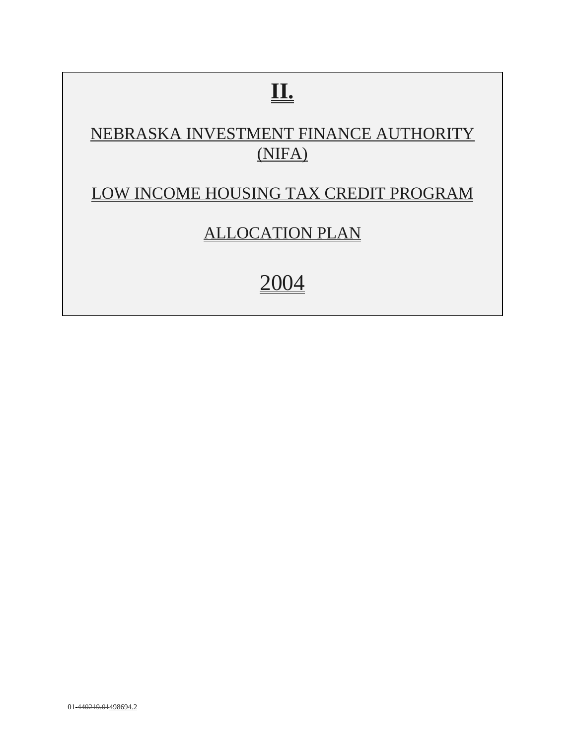# II.

## NEBRASKA INVESTMENT FINANCE AUTHORITY (NIFA)

## LOW INCOME HOUSING TAX CREDIT PROGRAM

## ALLOCATION PLAN

## 2004

01-~~440219.01~~498694.2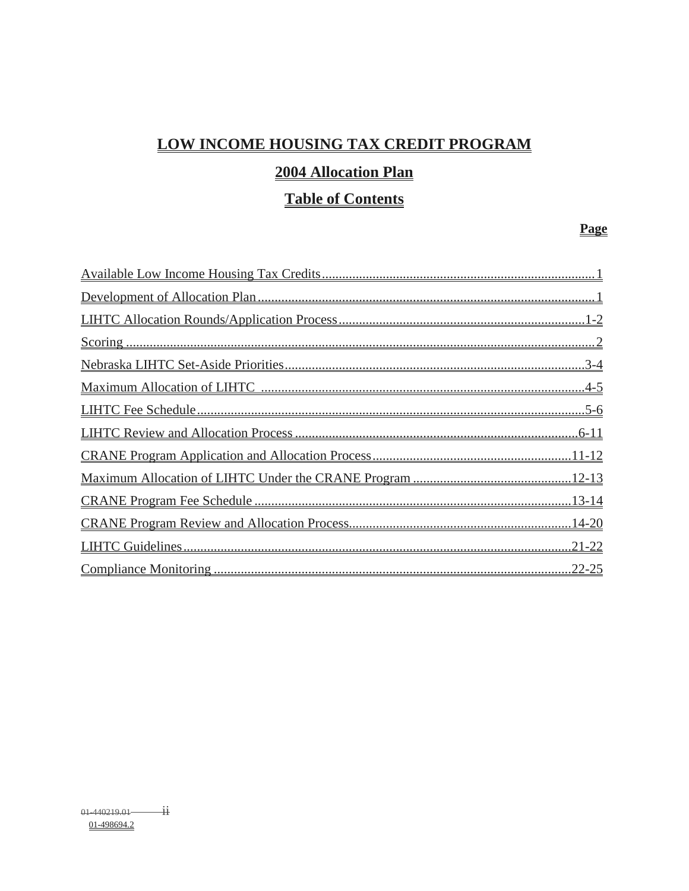# LOW INCOME HOUSING TAX CREDIT PROGRAM

## 2004 Allocation Plan

## Table of Contents

| | Page |
|---|---|
| Available Low Income Housing Tax Credits | 1 |
| Development of Allocation Plan | 1 |
| LIHTC Allocation Rounds/Application Process | 1-2 |
| Scoring | 2 |
| Nebraska LIHTC Set-Aside Priorities | 3-4 |
| Maximum Allocation of LIHTC | 4-5 |
| LIHTC Fee Schedule | 5-6 |
| LIHTC Review and Allocation Process | 6-11 |
| CRANE Program Application and Allocation Process | 11-12 |
| Maximum Allocation of LIHTC Under the CRANE Program | 12-13 |
| CRANE Program Fee Schedule | 13-14 |
| CRANE Program Review and Allocation Process | 14-20 |
| LIHTC Guidelines | 21-22 |
| Compliance Monitoring | 22-25 |

~~01-440219.01~~
01-498694.2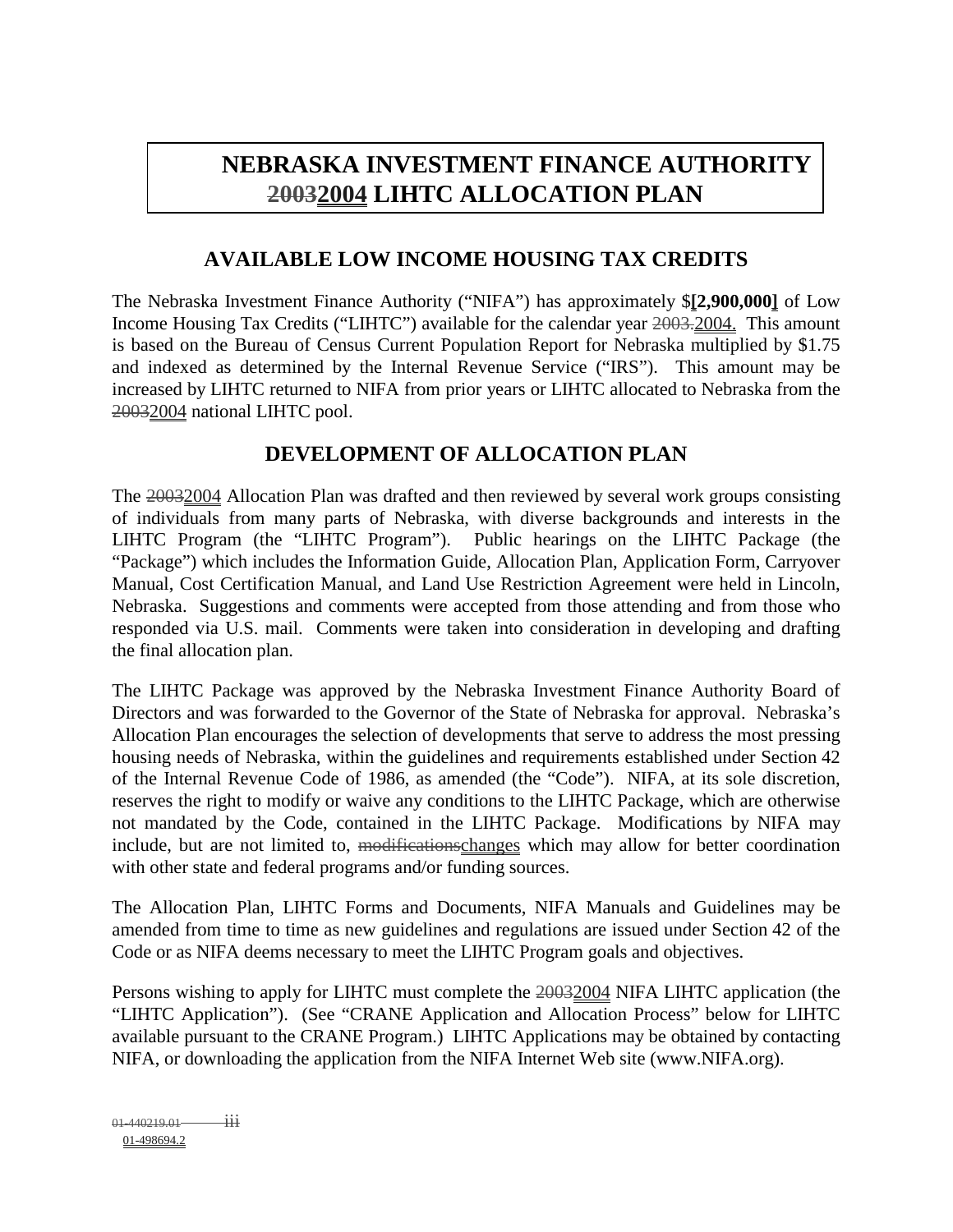# NEBRASKA INVESTMENT FINANCE AUTHORITY 20032004 LIHTC ALLOCATION PLAN

## AVAILABLE LOW INCOME HOUSING TAX CREDITS

The Nebraska Investment Finance Authority ("NIFA") has approximately $**[2,900,000]** of Low Income Housing Tax Credits ("LIHTC") available for the calendar year 2003.2004. This amount is based on the Bureau of Census Current Population Report for Nebraska multiplied by $1.75 and indexed as determined by the Internal Revenue Service ("IRS"). This amount may be increased by LIHTC returned to NIFA from prior years or LIHTC allocated to Nebraska from the 20032004 national LIHTC pool.

## DEVELOPMENT OF ALLOCATION PLAN

The 20032004 Allocation Plan was drafted and then reviewed by several work groups consisting of individuals from many parts of Nebraska, with diverse backgrounds and interests in the LIHTC Program (the "LIHTC Program"). Public hearings on the LIHTC Package (the "Package") which includes the Information Guide, Allocation Plan, Application Form, Carryover Manual, Cost Certification Manual, and Land Use Restriction Agreement were held in Lincoln, Nebraska. Suggestions and comments were accepted from those attending and from those who responded via U.S. mail. Comments were taken into consideration in developing and drafting the final allocation plan.

The LIHTC Package was approved by the Nebraska Investment Finance Authority Board of Directors and was forwarded to the Governor of the State of Nebraska for approval. Nebraska's Allocation Plan encourages the selection of developments that serve to address the most pressing housing needs of Nebraska, within the guidelines and requirements established under Section 42 of the Internal Revenue Code of 1986, as amended (the "Code"). NIFA, at its sole discretion, reserves the right to modify or waive any conditions to the LIHTC Package, which are otherwise not mandated by the Code, contained in the LIHTC Package. Modifications by NIFA may include, but are not limited to, modificationschanges which may allow for better coordination with other state and federal programs and/or funding sources.

The Allocation Plan, LIHTC Forms and Documents, NIFA Manuals and Guidelines may be amended from time to time as new guidelines and regulations are issued under Section 42 of the Code or as NIFA deems necessary to meet the LIHTC Program goals and objectives.

Persons wishing to apply for LIHTC must complete the 20032004 NIFA LIHTC application (the "LIHTC Application"). (See "CRANE Application and Allocation Process" below for LIHTC available pursuant to the CRANE Program.) LIHTC Applications may be obtained by contacting NIFA, or downloading the application from the NIFA Internet Web site (www.NIFA.org).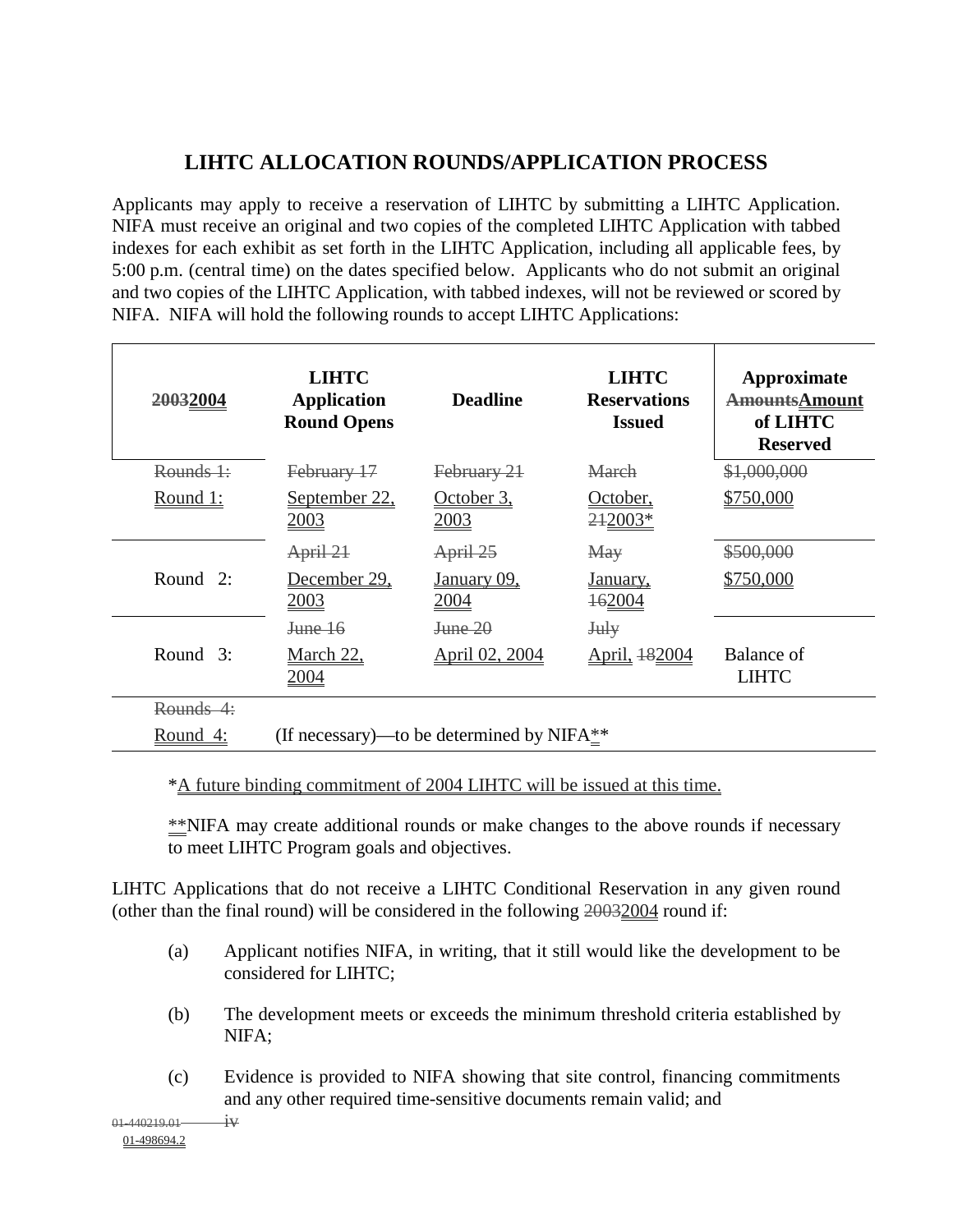# LIHTC ALLOCATION ROUNDS/APPLICATION PROCESS

Applicants may apply to receive a reservation of LIHTC by submitting a LIHTC Application. NIFA must receive an original and two copies of the completed LIHTC Application with tabbed indexes for each exhibit as set forth in the LIHTC Application, including all applicable fees, by 5:00 p.m. (central time) on the dates specified below. Applicants who do not submit an original and two copies of the LIHTC Application, with tabbed indexes, will not be reviewed or scored by NIFA. NIFA will hold the following rounds to accept LIHTC Applications:

| ~~2003~~2004 | LIHTC Application Round Opens | Deadline | LIHTC Reservations Issued | Approximate ~~Amounts~~Amount of LIHTC Reserved |
|---|---|---|---|---|
| ~~Rounds 1:~~ | ~~February 17~~ | ~~February 21~~ | ~~March~~ | ~~$1,000,000~~ |
| Round 1: | September 22, 2003 | October 3, 2003 | October, ~~21~~2003* | $750,000 |
| | ~~April 21~~ | ~~April 25~~ | ~~May~~ | ~~$500,000~~ |
| Round 2: | December 29, 2003 | January 09, 2004 | January, ~~16~~2004 | $750,000 |
| | ~~June 16~~ | ~~June 20~~ | ~~July~~ | |
| Round 3: | March 22, 2004 | April 02, 2004 | April, ~~18~~2004 | Balance of LIHTC |
| ~~Rounds 4:~~ | | | | |
| Round 4: | (If necessary)—to be determined by NIFA** | | | |

*A future binding commitment of 2004 LIHTC will be issued at this time.

**NIFA may create additional rounds or make changes to the above rounds if necessary to meet LIHTC Program goals and objectives.

LIHTC Applications that do not receive a LIHTC Conditional Reservation in any given round (other than the final round) will be considered in the following ~~2003~~2004 round if:

(a) Applicant notifies NIFA, in writing, that it still would like the development to be considered for LIHTC;

(b) The development meets or exceeds the minimum threshold criteria established by NIFA;

(c) Evidence is provided to NIFA showing that site control, financing commitments and any other required time-sensitive documents remain valid; and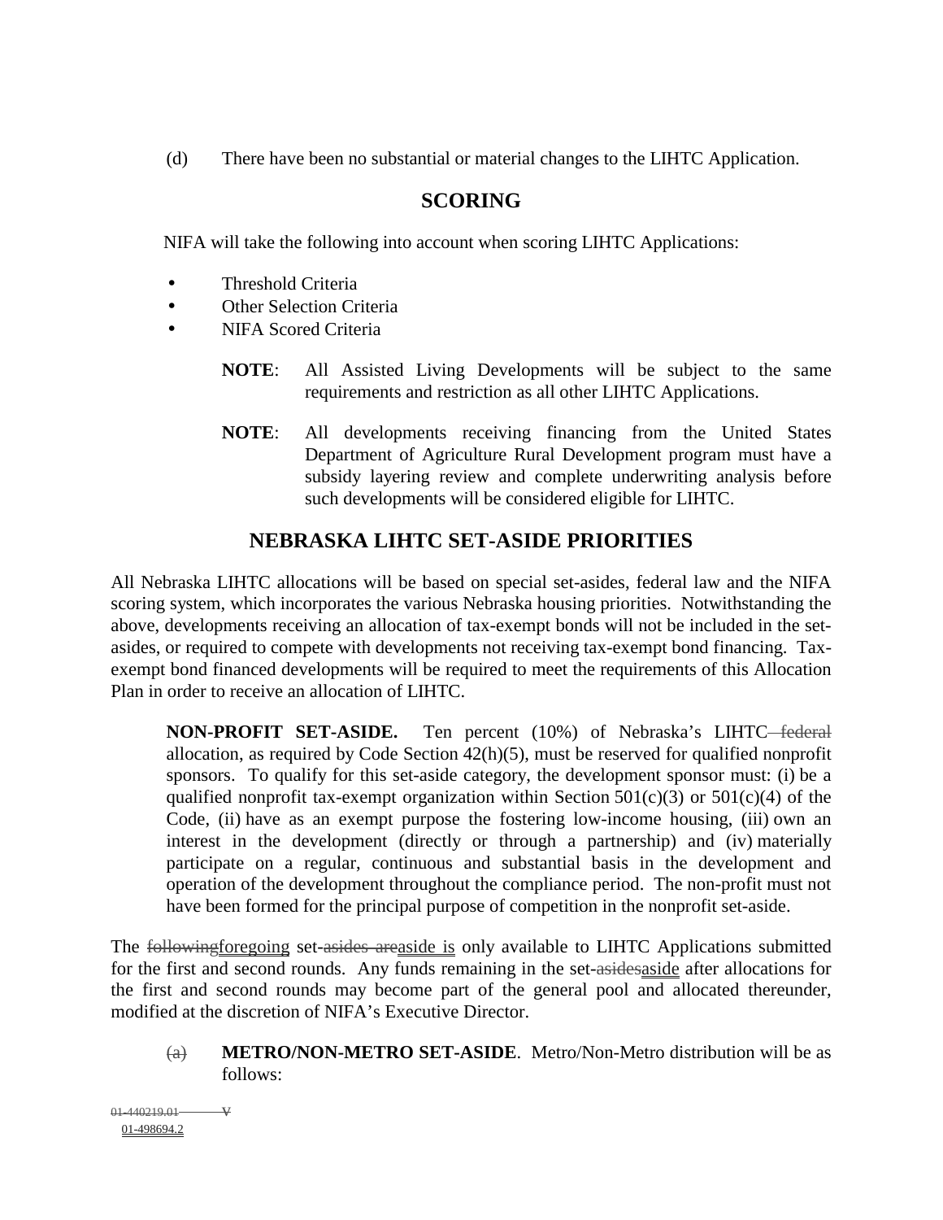(d) There have been no substantial or material changes to the LIHTC Application.

## SCORING

NIFA will take the following into account when scoring LIHTC Applications:

- Threshold Criteria
- Other Selection Criteria
- NIFA Scored Criteria

> **NOTE**: All Assisted Living Developments will be subject to the same requirements and restriction as all other LIHTC Applications.

> **NOTE**: All developments receiving financing from the United States Department of Agriculture Rural Development program must have a subsidy layering review and complete underwriting analysis before such developments will be considered eligible for LIHTC.

## NEBRASKA LIHTC SET-ASIDE PRIORITIES

All Nebraska LIHTC allocations will be based on special set-asides, federal law and the NIFA scoring system, which incorporates the various Nebraska housing priorities. Notwithstanding the above, developments receiving an allocation of tax-exempt bonds will not be included in the set-asides, or required to compete with developments not receiving tax-exempt bond financing. Tax-exempt bond financed developments will be required to meet the requirements of this Allocation Plan in order to receive an allocation of LIHTC.

**NON-PROFIT SET-ASIDE.** Ten percent (10%) of Nebraska's LIHTC ~~federal~~ allocation, as required by Code Section 42(h)(5), must be reserved for qualified nonprofit sponsors. To qualify for this set-aside category, the development sponsor must: (i) be a qualified nonprofit tax-exempt organization within Section 501(c)(3) or 501(c)(4) of the Code, (ii) have as an exempt purpose the fostering low-income housing, (iii) own an interest in the development (directly or through a partnership) and (iv) materially participate on a regular, continuous and substantial basis in the development and operation of the development throughout the compliance period. The non-profit must not have been formed for the principal purpose of competition in the nonprofit set-aside.

The ~~following~~foregoing set-~~asides are~~aside is only available to LIHTC Applications submitted for the first and second rounds. Any funds remaining in the set-~~asides~~aside after allocations for the first and second rounds may become part of the general pool and allocated thereunder, modified at the discretion of NIFA's Executive Director.

~~(a)~~ **METRO/NON-METRO SET-ASIDE**. Metro/Non-Metro distribution will be as follows: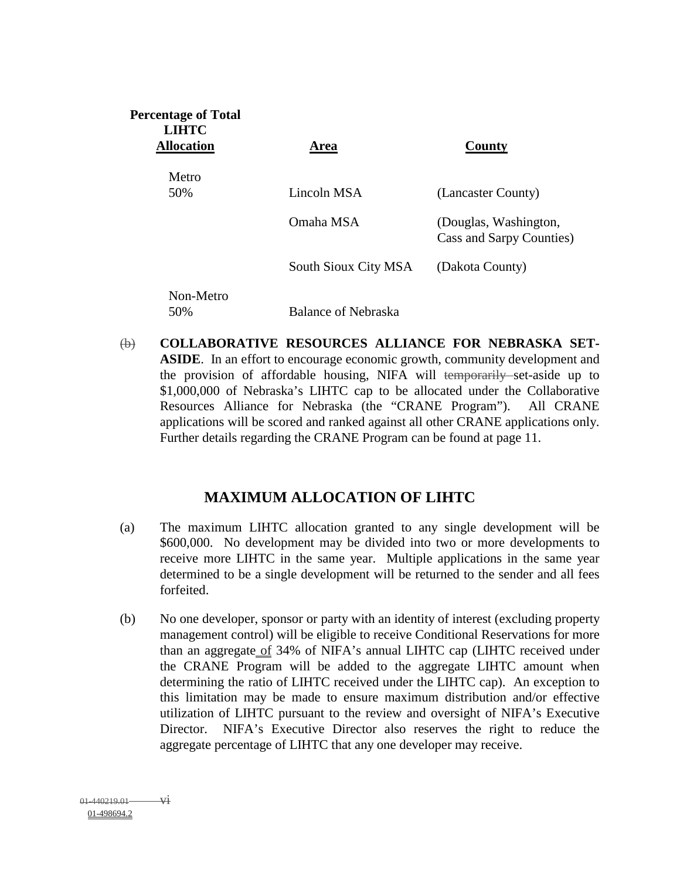| Percentage of Total LIHTC Allocation | Area | County |
|---|---|---|
| Metro 50% | Lincoln MSA | (Lancaster County) |
| | Omaha MSA | (Douglas, Washington, Cass and Sarpy Counties) |
| | South Sioux City MSA | (Dakota County) |
| Non-Metro 50% | Balance of Nebraska | |

~~(b)~~ **COLLABORATIVE RESOURCES ALLIANCE FOR NEBRASKA SET-ASIDE**. In an effort to encourage economic growth, community development and the provision of affordable housing, NIFA will ~~temporarily~~ set-aside up to \$1,000,000 of Nebraska's LIHTC cap to be allocated under the Collaborative Resources Alliance for Nebraska (the "CRANE Program"). All CRANE applications will be scored and ranked against all other CRANE applications only. Further details regarding the CRANE Program can be found at page 11.

## MAXIMUM ALLOCATION OF LIHTC

(a) The maximum LIHTC allocation granted to any single development will be \$600,000. No development may be divided into two or more developments to receive more LIHTC in the same year. Multiple applications in the same year determined to be a single development will be returned to the sender and all fees forfeited.

(b) No one developer, sponsor or party with an identity of interest (excluding property management control) will be eligible to receive Conditional Reservations for more than an aggregate of 34% of NIFA's annual LIHTC cap (LIHTC received under the CRANE Program will be added to the aggregate LIHTC amount when determining the ratio of LIHTC received under the LIHTC cap). An exception to this limitation may be made to ensure maximum distribution and/or effective utilization of LIHTC pursuant to the review and oversight of NIFA's Executive Director. NIFA's Executive Director also reserves the right to reduce the aggregate percentage of LIHTC that any one developer may receive.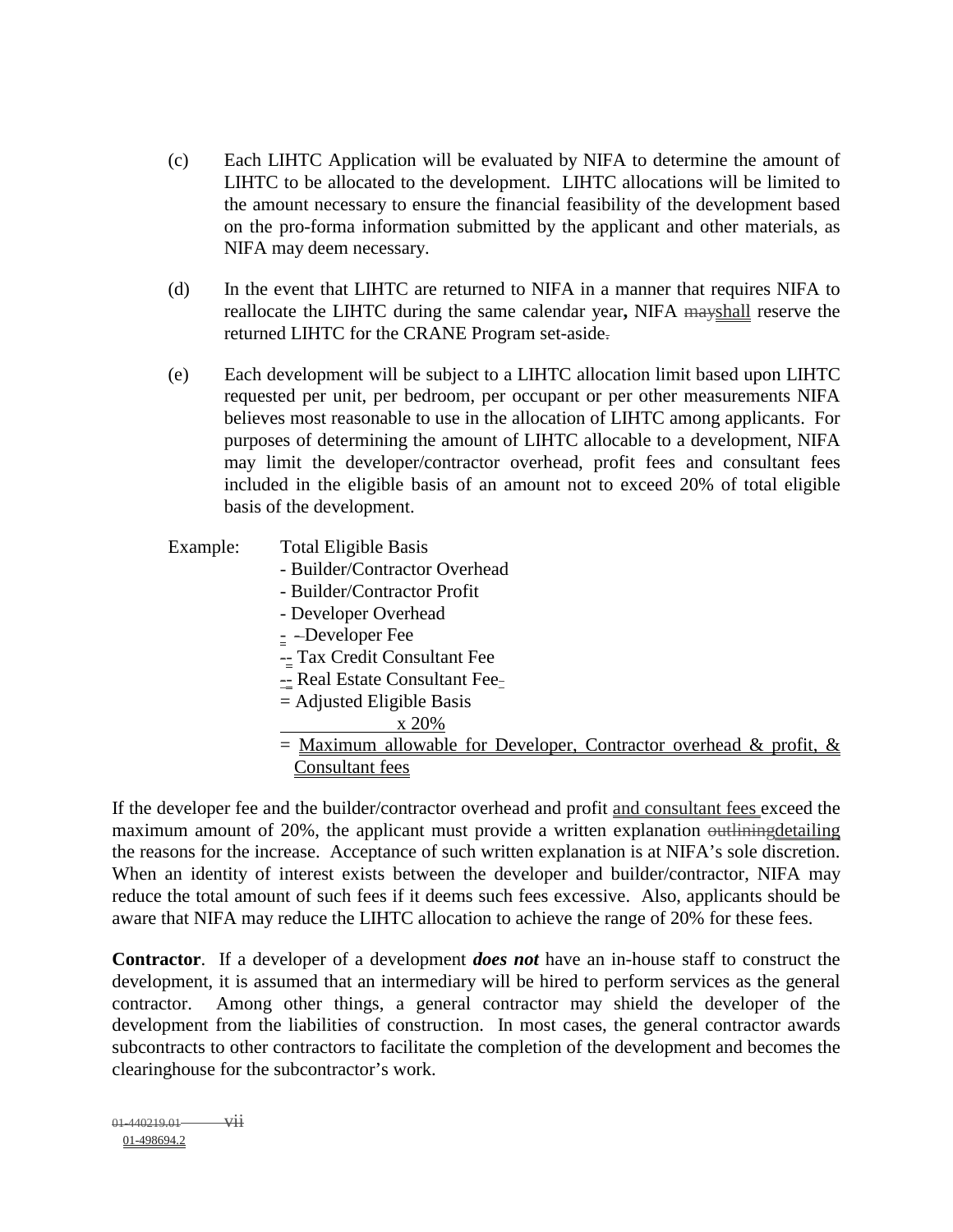(c) Each LIHTC Application will be evaluated by NIFA to determine the amount of LIHTC to be allocated to the development. LIHTC allocations will be limited to the amount necessary to ensure the financial feasibility of the development based on the pro-forma information submitted by the applicant and other materials, as NIFA may deem necessary.

(d) In the event that LIHTC are returned to NIFA in a manner that requires NIFA to reallocate the LIHTC during the same calendar year**,** NIFA ~~may~~shall reserve the returned LIHTC for the CRANE Program set-aside~~.~~

(e) Each development will be subject to a LIHTC allocation limit based upon LIHTC requested per unit, per bedroom, per occupant or per other measurements NIFA believes most reasonable to use in the allocation of LIHTC among applicants. For purposes of determining the amount of LIHTC allocable to a development, NIFA may limit the developer/contractor overhead, profit fees and consultant fees included in the eligible basis of an amount not to exceed 20% of total eligible basis of the development.

Example: Total Eligible Basis
- Builder/Contractor Overhead
- Builder/Contractor Profit
- Developer Overhead
- Developer Fee
- Tax Credit Consultant Fee
- Real Estate Consultant Fee

= Adjusted Eligible Basis
x 20%
= Maximum allowable for Developer, Contractor overhead & profit, & Consultant fees

If the developer fee and the builder/contractor overhead and profit and consultant fees exceed the maximum amount of 20%, the applicant must provide a written explanation ~~outlining~~detailing the reasons for the increase. Acceptance of such written explanation is at NIFA's sole discretion. When an identity of interest exists between the developer and builder/contractor, NIFA may reduce the total amount of such fees if it deems such fees excessive. Also, applicants should be aware that NIFA may reduce the LIHTC allocation to achieve the range of 20% for these fees.

**Contractor**. If a developer of a development ***does not*** have an in-house staff to construct the development, it is assumed that an intermediary will be hired to perform services as the general contractor. Among other things, a general contractor may shield the developer of the development from the liabilities of construction. In most cases, the general contractor awards subcontracts to other contractors to facilitate the completion of the development and becomes the clearinghouse for the subcontractor's work.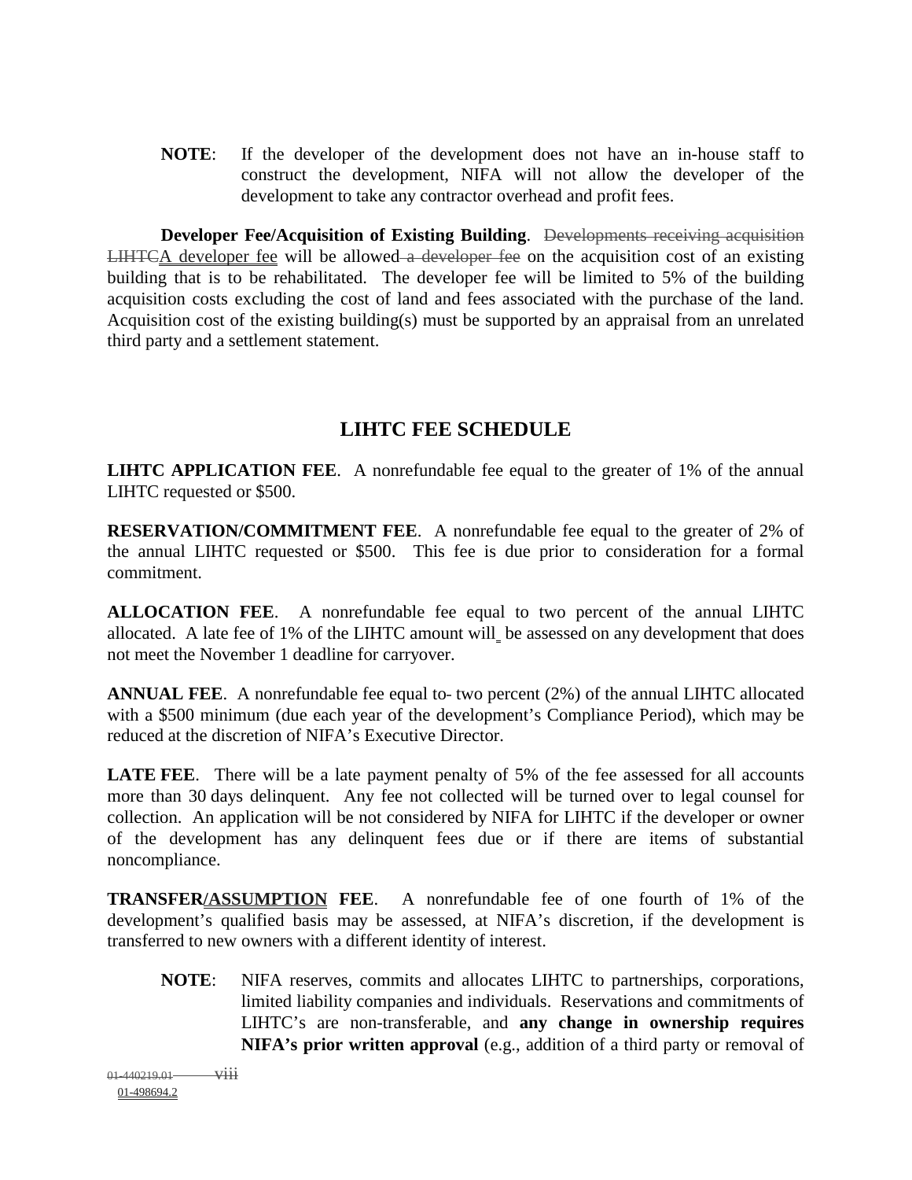**NOTE**: If the developer of the development does not have an in-house staff to construct the development, NIFA will not allow the developer of the development to take any contractor overhead and profit fees.

**Developer Fee/Acquisition of Existing Building**. ~~Developments receiving acquisition LIHTC~~A developer fee will be allowed~~ a developer fee~~ on the acquisition cost of an existing building that is to be rehabilitated. The developer fee will be limited to 5% of the building acquisition costs excluding the cost of land and fees associated with the purchase of the land. Acquisition cost of the existing building(s) must be supported by an appraisal from an unrelated third party and a settlement statement.

## LIHTC FEE SCHEDULE

**LIHTC APPLICATION FEE**. A nonrefundable fee equal to the greater of 1% of the annual LIHTC requested or $500.

**RESERVATION/COMMITMENT FEE**. A nonrefundable fee equal to the greater of 2% of the annual LIHTC requested or $500. This fee is due prior to consideration for a formal commitment.

**ALLOCATION FEE**. A nonrefundable fee equal to two percent of the annual LIHTC allocated. A late fee of 1% of the LIHTC amount will be assessed on any development that does not meet the November 1 deadline for carryover.

**ANNUAL FEE**. A nonrefundable fee equal to- two percent (2%) of the annual LIHTC allocated with a $500 minimum (due each year of the development's Compliance Period), which may be reduced at the discretion of NIFA's Executive Director.

**LATE FEE**. There will be a late payment penalty of 5% of the fee assessed for all accounts more than 30 days delinquent. Any fee not collected will be turned over to legal counsel for collection. An application will be not considered by NIFA for LIHTC if the developer or owner of the development has any delinquent fees due or if there are items of substantial noncompliance.

**TRANSFER/ASSUMPTION FEE**. A nonrefundable fee of one fourth of 1% of the development's qualified basis may be assessed, at NIFA's discretion, if the development is transferred to new owners with a different identity of interest.

**NOTE**: NIFA reserves, commits and allocates LIHTC to partnerships, corporations, limited liability companies and individuals. Reservations and commitments of LIHTC's are non-transferable, and **any change in ownership requires NIFA's prior written approval** (e.g., addition of a third party or removal of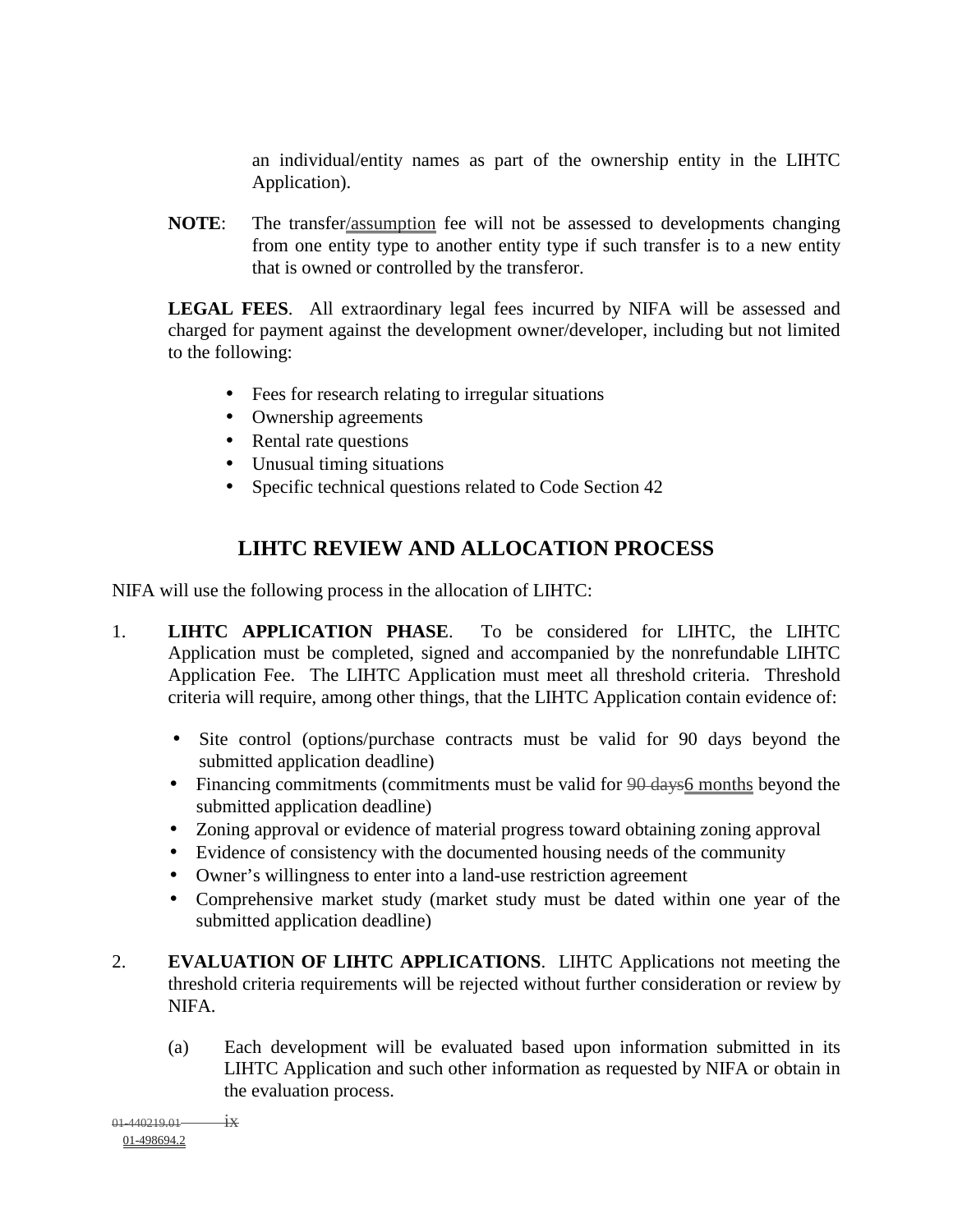an individual/entity names as part of the ownership entity in the LIHTC Application).

**NOTE**: The transfer/assumption fee will not be assessed to developments changing from one entity type to another entity type if such transfer is to a new entity that is owned or controlled by the transferor.

**LEGAL FEES**. All extraordinary legal fees incurred by NIFA will be assessed and charged for payment against the development owner/developer, including but not limited to the following:

- Fees for research relating to irregular situations
- Ownership agreements
- Rental rate questions
- Unusual timing situations
- Specific technical questions related to Code Section 42

## LIHTC REVIEW AND ALLOCATION PROCESS

NIFA will use the following process in the allocation of LIHTC:

1. **LIHTC APPLICATION PHASE**. To be considered for LIHTC, the LIHTC Application must be completed, signed and accompanied by the nonrefundable LIHTC Application Fee. The LIHTC Application must meet all threshold criteria. Threshold criteria will require, among other things, that the LIHTC Application contain evidence of:

   - Site control (options/purchase contracts must be valid for 90 days beyond the submitted application deadline)
   - Financing commitments (commitments must be valid for ~~90 days~~6 months beyond the submitted application deadline)
   - Zoning approval or evidence of material progress toward obtaining zoning approval
   - Evidence of consistency with the documented housing needs of the community
   - Owner's willingness to enter into a land-use restriction agreement
   - Comprehensive market study (market study must be dated within one year of the submitted application deadline)

2. **EVALUATION OF LIHTC APPLICATIONS**. LIHTC Applications not meeting the threshold criteria requirements will be rejected without further consideration or review by NIFA.

   (a) Each development will be evaluated based upon information submitted in its LIHTC Application and such other information as requested by NIFA or obtain in the evaluation process.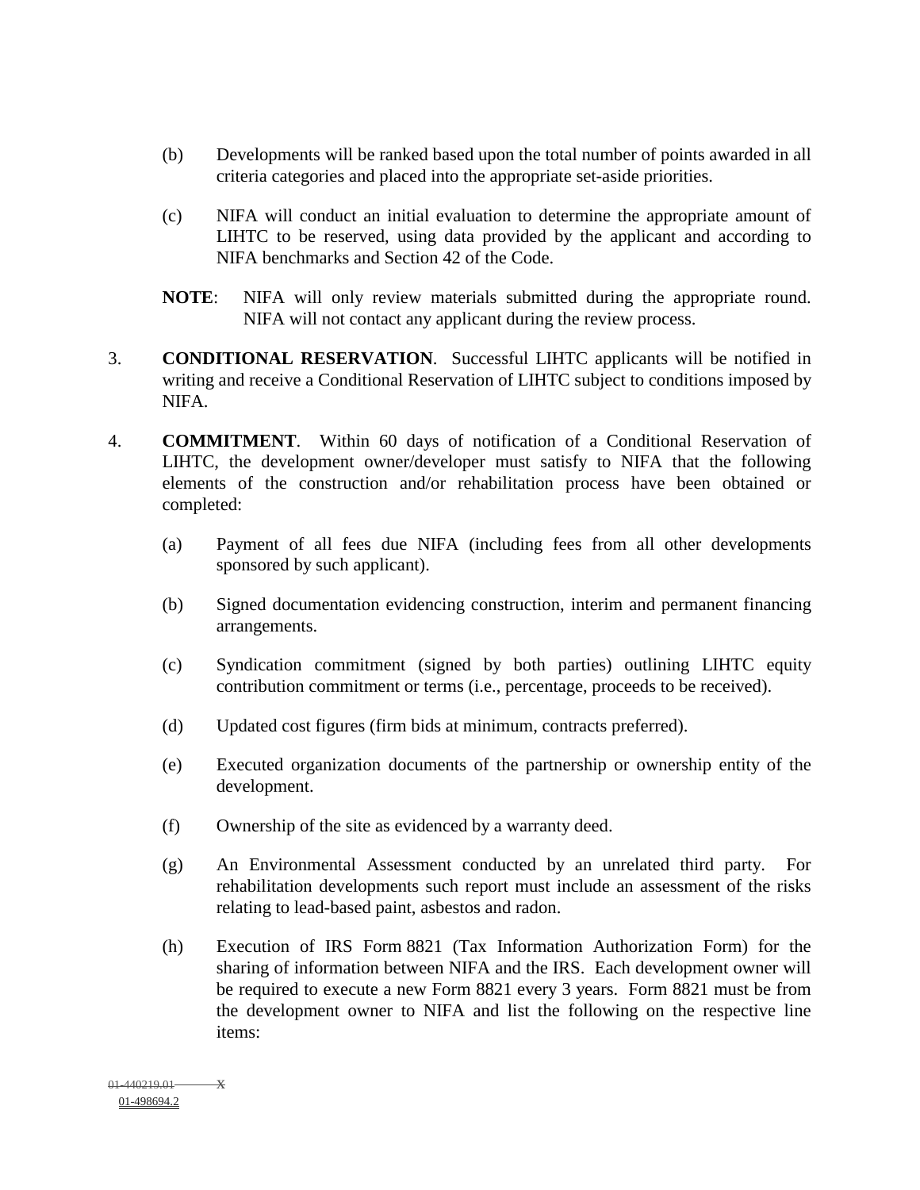(b) Developments will be ranked based upon the total number of points awarded in all criteria categories and placed into the appropriate set-aside priorities.

(c) NIFA will conduct an initial evaluation to determine the appropriate amount of LIHTC to be reserved, using data provided by the applicant and according to NIFA benchmarks and Section 42 of the Code.

**NOTE**: NIFA will only review materials submitted during the appropriate round. NIFA will not contact any applicant during the review process.

3. **CONDITIONAL RESERVATION**. Successful LIHTC applicants will be notified in writing and receive a Conditional Reservation of LIHTC subject to conditions imposed by NIFA.

4. **COMMITMENT**. Within 60 days of notification of a Conditional Reservation of LIHTC, the development owner/developer must satisfy to NIFA that the following elements of the construction and/or rehabilitation process have been obtained or completed:

(a) Payment of all fees due NIFA (including fees from all other developments sponsored by such applicant).

(b) Signed documentation evidencing construction, interim and permanent financing arrangements.

(c) Syndication commitment (signed by both parties) outlining LIHTC equity contribution commitment or terms (i.e., percentage, proceeds to be received).

(d) Updated cost figures (firm bids at minimum, contracts preferred).

(e) Executed organization documents of the partnership or ownership entity of the development.

(f) Ownership of the site as evidenced by a warranty deed.

(g) An Environmental Assessment conducted by an unrelated third party. For rehabilitation developments such report must include an assessment of the risks relating to lead-based paint, asbestos and radon.

(h) Execution of IRS Form 8821 (Tax Information Authorization Form) for the sharing of information between NIFA and the IRS. Each development owner will be required to execute a new Form 8821 every 3 years. Form 8821 must be from the development owner to NIFA and list the following on the respective line items: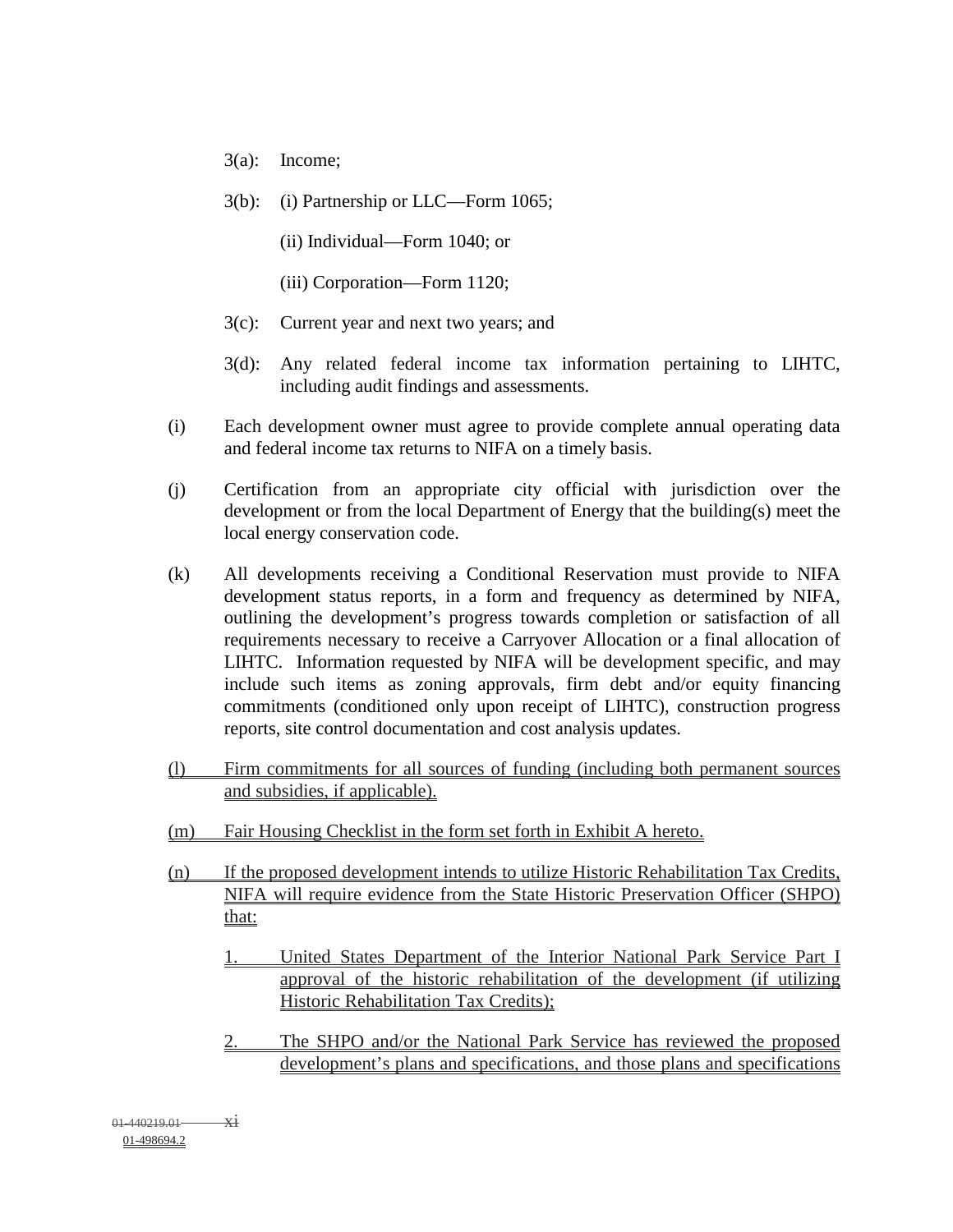3(a): Income;

3(b): (i) Partnership or LLC—Form 1065;

(ii) Individual—Form 1040; or

(iii) Corporation—Form 1120;

3(c): Current year and next two years; and

3(d): Any related federal income tax information pertaining to LIHTC, including audit findings and assessments.

(i) Each development owner must agree to provide complete annual operating data and federal income tax returns to NIFA on a timely basis.

(j) Certification from an appropriate city official with jurisdiction over the development or from the local Department of Energy that the building(s) meet the local energy conservation code.

(k) All developments receiving a Conditional Reservation must provide to NIFA development status reports, in a form and frequency as determined by NIFA, outlining the development's progress towards completion or satisfaction of all requirements necessary to receive a Carryover Allocation or a final allocation of LIHTC. Information requested by NIFA will be development specific, and may include such items as zoning approvals, firm debt and/or equity financing commitments (conditioned only upon receipt of LIHTC), construction progress reports, site control documentation and cost analysis updates.

(l) Firm commitments for all sources of funding (including both permanent sources and subsidies, if applicable).

(m) Fair Housing Checklist in the form set forth in Exhibit A hereto.

(n) If the proposed development intends to utilize Historic Rehabilitation Tax Credits, NIFA will require evidence from the State Historic Preservation Officer (SHPO) that:

1. United States Department of the Interior National Park Service Part I approval of the historic rehabilitation of the development (if utilizing Historic Rehabilitation Tax Credits);

2. The SHPO and/or the National Park Service has reviewed the proposed development's plans and specifications, and those plans and specifications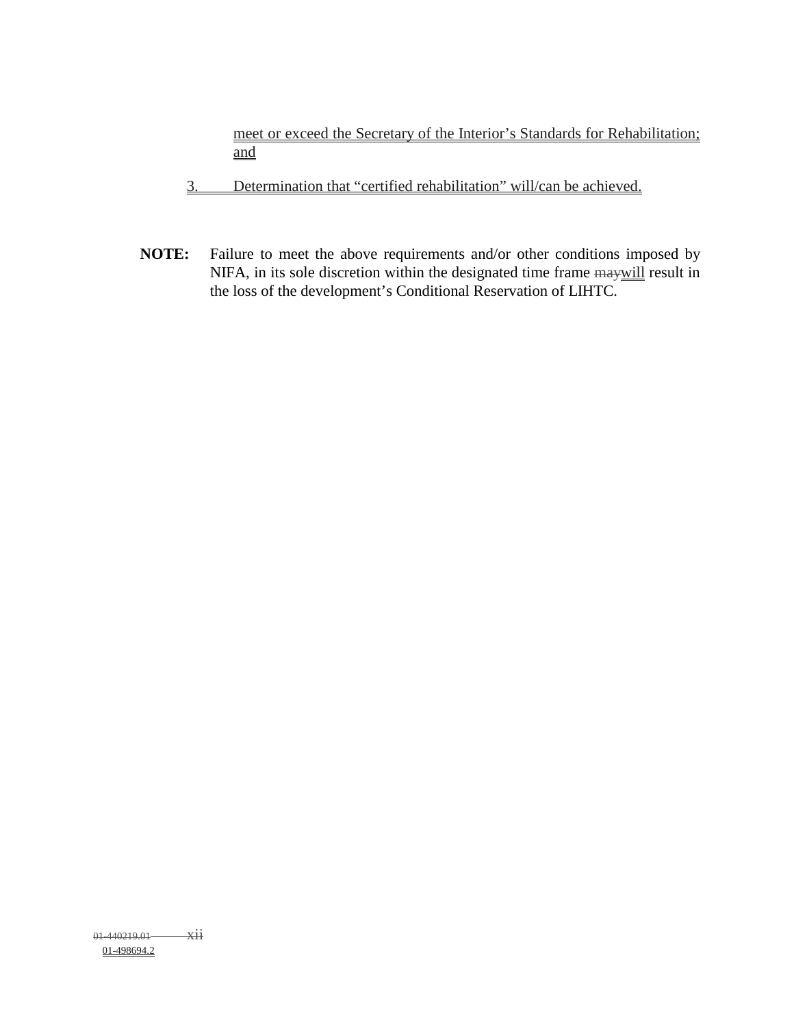meet or exceed the Secretary of the Interior's Standards for Rehabilitation; and

3. Determination that "certified rehabilitation" will/can be achieved.

**NOTE:** Failure to meet the above requirements and/or other conditions imposed by NIFA, in its sole discretion within the designated time frame ~~may~~will result in the loss of the development's Conditional Reservation of LIHTC.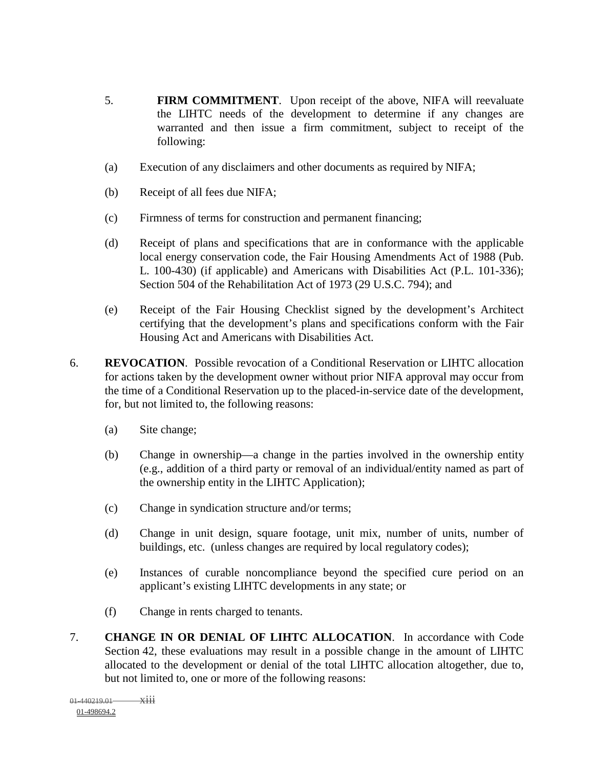5. **FIRM COMMITMENT**. Upon receipt of the above, NIFA will reevaluate the LIHTC needs of the development to determine if any changes are warranted and then issue a firm commitment, subject to receipt of the following:

   (a) Execution of any disclaimers and other documents as required by NIFA;

   (b) Receipt of all fees due NIFA;

   (c) Firmness of terms for construction and permanent financing;

   (d) Receipt of plans and specifications that are in conformance with the applicable local energy conservation code, the Fair Housing Amendments Act of 1988 (Pub. L. 100-430) (if applicable) and Americans with Disabilities Act (P.L. 101-336); Section 504 of the Rehabilitation Act of 1973 (29 U.S.C. 794); and

   (e) Receipt of the Fair Housing Checklist signed by the development's Architect certifying that the development's plans and specifications conform with the Fair Housing Act and Americans with Disabilities Act.

6. **REVOCATION**. Possible revocation of a Conditional Reservation or LIHTC allocation for actions taken by the development owner without prior NIFA approval may occur from the time of a Conditional Reservation up to the placed-in-service date of the development, for, but not limited to, the following reasons:

   (a) Site change;

   (b) Change in ownership—a change in the parties involved in the ownership entity (e.g., addition of a third party or removal of an individual/entity named as part of the ownership entity in the LIHTC Application);

   (c) Change in syndication structure and/or terms;

   (d) Change in unit design, square footage, unit mix, number of units, number of buildings, etc. (unless changes are required by local regulatory codes);

   (e) Instances of curable noncompliance beyond the specified cure period on an applicant's existing LIHTC developments in any state; or

   (f) Change in rents charged to tenants.

7. **CHANGE IN OR DENIAL OF LIHTC ALLOCATION**. In accordance with Code Section 42, these evaluations may result in a possible change in the amount of LIHTC allocated to the development or denial of the total LIHTC allocation altogether, due to, but not limited to, one or more of the following reasons: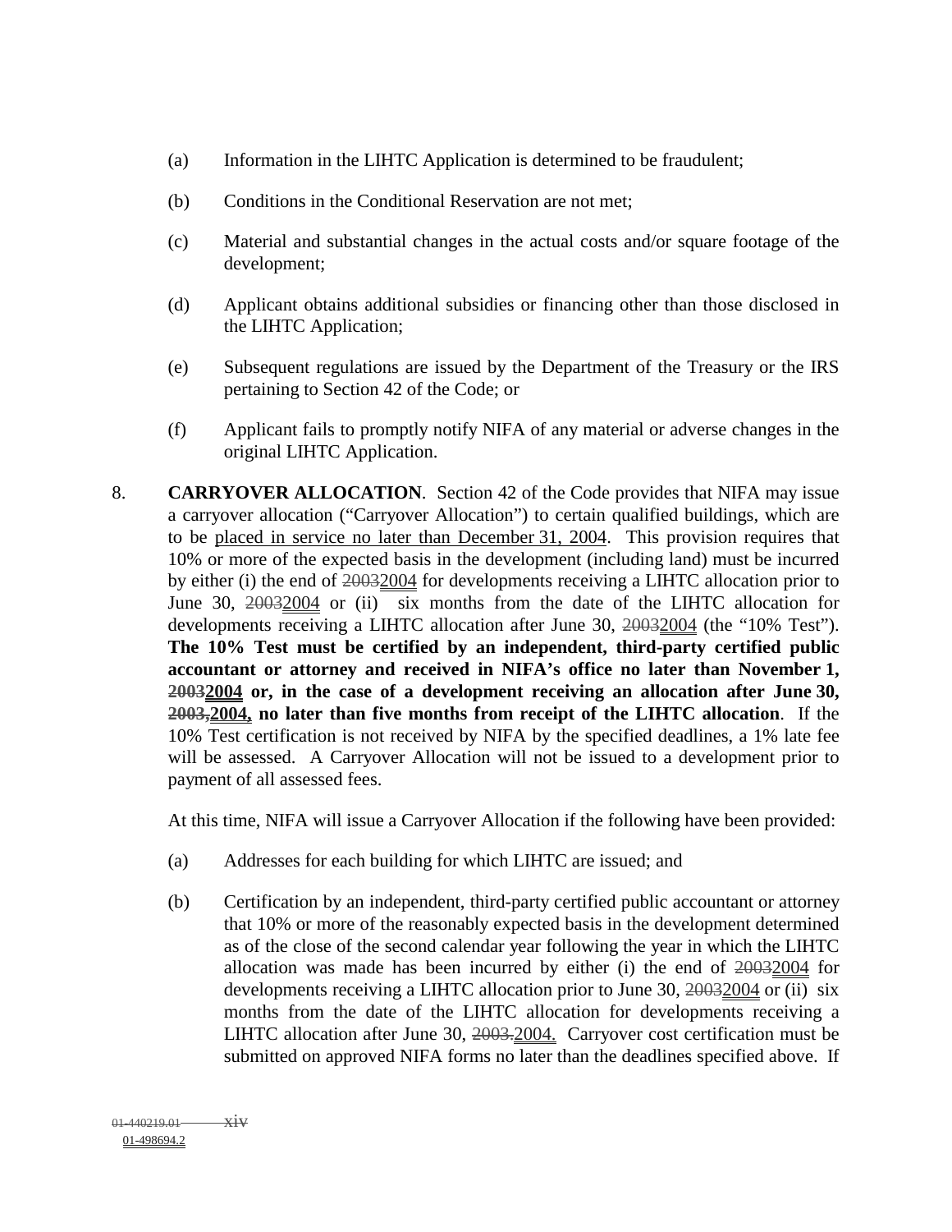(a) Information in the LIHTC Application is determined to be fraudulent;

(b) Conditions in the Conditional Reservation are not met;

(c) Material and substantial changes in the actual costs and/or square footage of the development;

(d) Applicant obtains additional subsidies or financing other than those disclosed in the LIHTC Application;

(e) Subsequent regulations are issued by the Department of the Treasury or the IRS pertaining to Section 42 of the Code; or

(f) Applicant fails to promptly notify NIFA of any material or adverse changes in the original LIHTC Application.

8. **CARRYOVER ALLOCATION**. Section 42 of the Code provides that NIFA may issue a carryover allocation ("Carryover Allocation") to certain qualified buildings, which are to be placed in service no later than December 31, 2004. This provision requires that 10% or more of the expected basis in the development (including land) must be incurred by either (i) the end of ~~2003~~2004 for developments receiving a LIHTC allocation prior to June 30, ~~2003~~2004 or (ii) six months from the date of the LIHTC allocation for developments receiving a LIHTC allocation after June 30, ~~2003~~2004 (the "10% Test"). **The 10% Test must be certified by an independent, third-party certified public accountant or attorney and received in NIFA's office no later than November 1, ~~2003~~2004 or, in the case of a development receiving an allocation after June 30, ~~2003,~~2004, no later than five months from receipt of the LIHTC allocation**. If the 10% Test certification is not received by NIFA by the specified deadlines, a 1% late fee will be assessed. A Carryover Allocation will not be issued to a development prior to payment of all assessed fees.

   At this time, NIFA will issue a Carryover Allocation if the following have been provided:

   (a) Addresses for each building for which LIHTC are issued; and

   (b) Certification by an independent, third-party certified public accountant or attorney that 10% or more of the reasonably expected basis in the development determined as of the close of the second calendar year following the year in which the LIHTC allocation was made has been incurred by either (i) the end of ~~2003~~2004 for developments receiving a LIHTC allocation prior to June 30, ~~2003~~2004 or (ii) six months from the date of the LIHTC allocation for developments receiving a LIHTC allocation after June 30, ~~2003.~~2004. Carryover cost certification must be submitted on approved NIFA forms no later than the deadlines specified above. If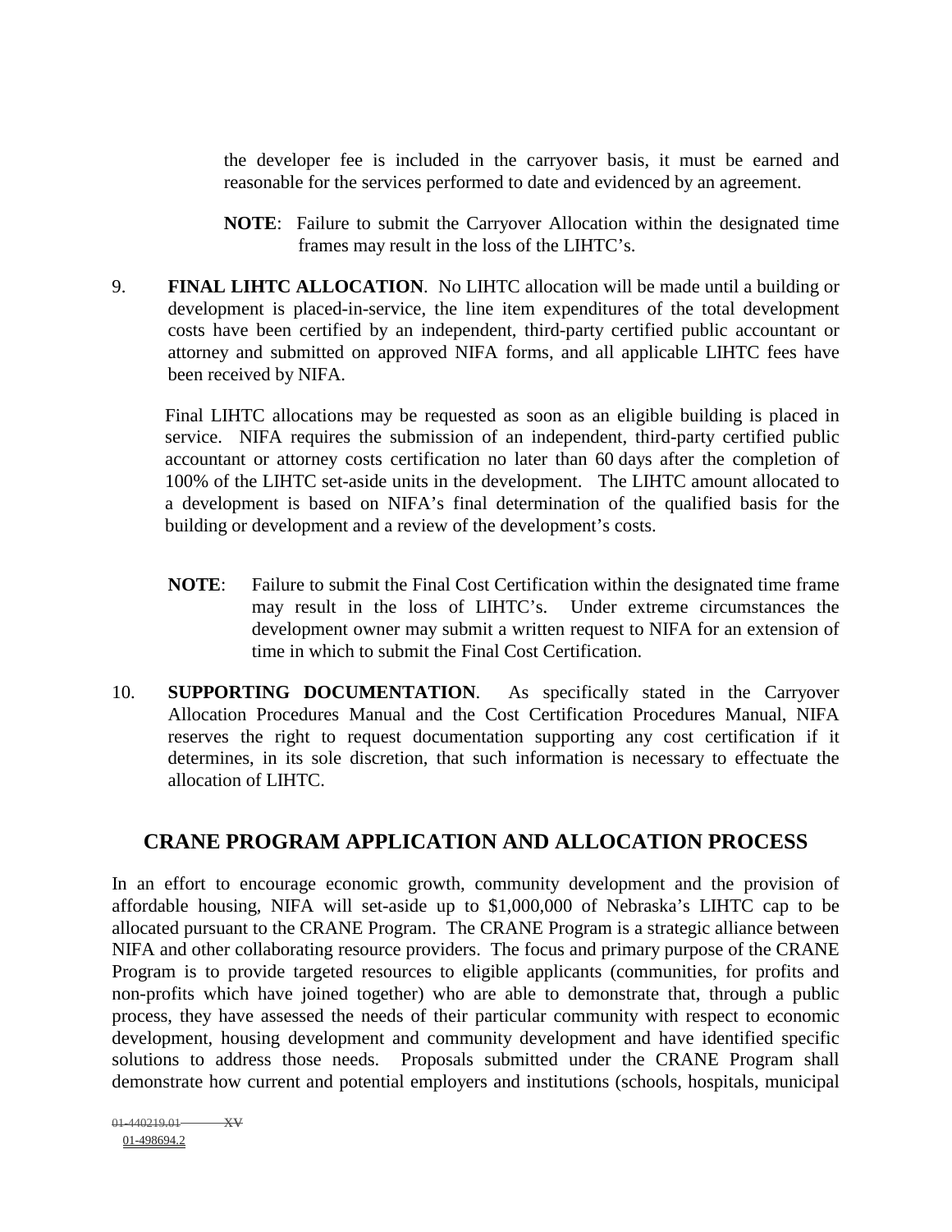the developer fee is included in the carryover basis, it must be earned and reasonable for the services performed to date and evidenced by an agreement.

**NOTE**: Failure to submit the Carryover Allocation within the designated time frames may result in the loss of the LIHTC's.

9. **FINAL LIHTC ALLOCATION**. No LIHTC allocation will be made until a building or development is placed-in-service, the line item expenditures of the total development costs have been certified by an independent, third-party certified public accountant or attorney and submitted on approved NIFA forms, and all applicable LIHTC fees have been received by NIFA.

   Final LIHTC allocations may be requested as soon as an eligible building is placed in service. NIFA requires the submission of an independent, third-party certified public accountant or attorney costs certification no later than 60 days after the completion of 100% of the LIHTC set-aside units in the development. The LIHTC amount allocated to a development is based on NIFA's final determination of the qualified basis for the building or development and a review of the development's costs.

   **NOTE**: Failure to submit the Final Cost Certification within the designated time frame may result in the loss of LIHTC's. Under extreme circumstances the development owner may submit a written request to NIFA for an extension of time in which to submit the Final Cost Certification.

10. **SUPPORTING DOCUMENTATION**. As specifically stated in the Carryover Allocation Procedures Manual and the Cost Certification Procedures Manual, NIFA reserves the right to request documentation supporting any cost certification if it determines, in its sole discretion, that such information is necessary to effectuate the allocation of LIHTC.

## CRANE PROGRAM APPLICATION AND ALLOCATION PROCESS

In an effort to encourage economic growth, community development and the provision of affordable housing, NIFA will set-aside up to $1,000,000 of Nebraska's LIHTC cap to be allocated pursuant to the CRANE Program. The CRANE Program is a strategic alliance between NIFA and other collaborating resource providers. The focus and primary purpose of the CRANE Program is to provide targeted resources to eligible applicants (communities, for profits and non-profits which have joined together) who are able to demonstrate that, through a public process, they have assessed the needs of their particular community with respect to economic development, housing development and community development and have identified specific solutions to address those needs. Proposals submitted under the CRANE Program shall demonstrate how current and potential employers and institutions (schools, hospitals, municipal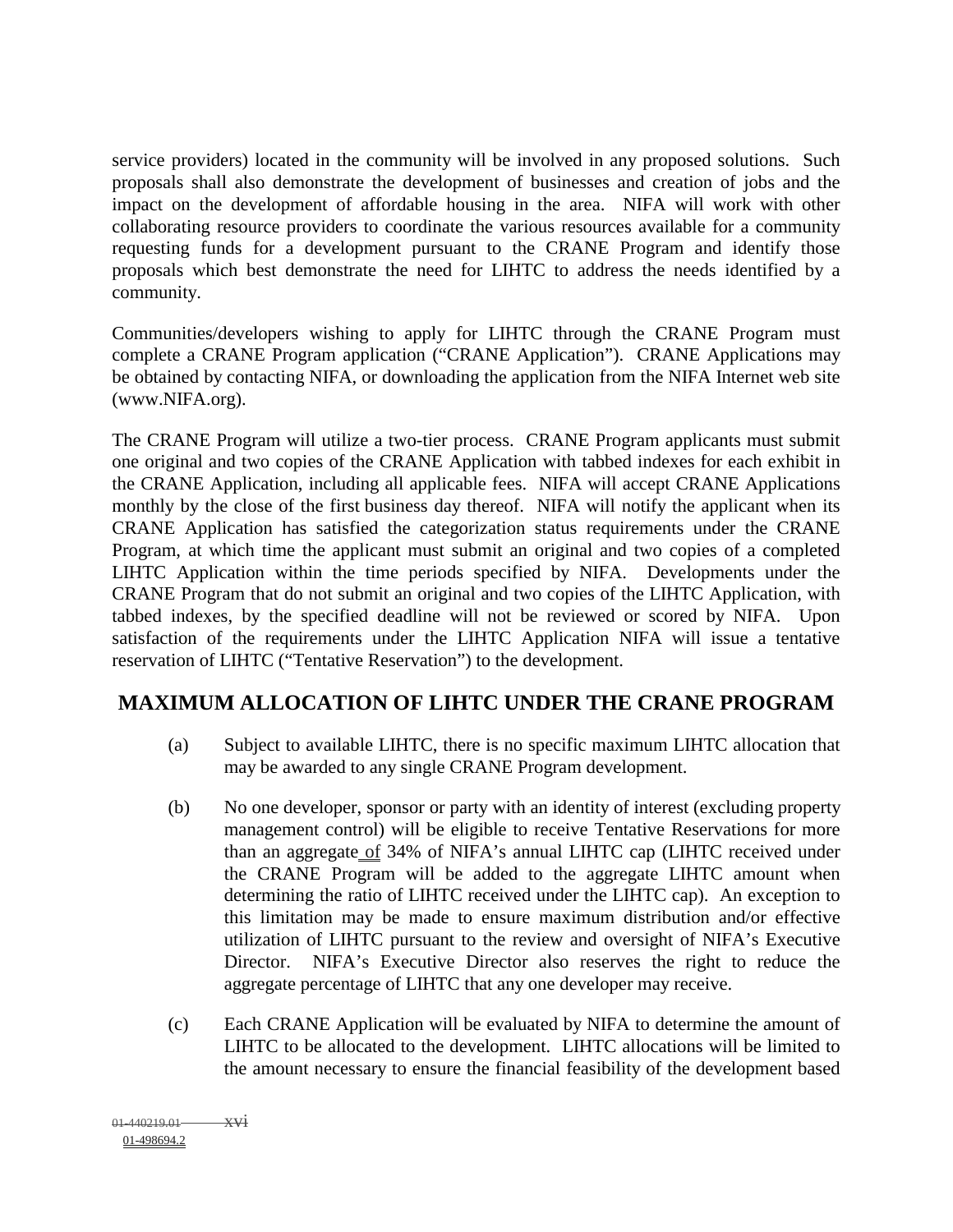service providers) located in the community will be involved in any proposed solutions. Such proposals shall also demonstrate the development of businesses and creation of jobs and the impact on the development of affordable housing in the area. NIFA will work with other collaborating resource providers to coordinate the various resources available for a community requesting funds for a development pursuant to the CRANE Program and identify those proposals which best demonstrate the need for LIHTC to address the needs identified by a community.

Communities/developers wishing to apply for LIHTC through the CRANE Program must complete a CRANE Program application ("CRANE Application"). CRANE Applications may be obtained by contacting NIFA, or downloading the application from the NIFA Internet web site (www.NIFA.org).

The CRANE Program will utilize a two-tier process. CRANE Program applicants must submit one original and two copies of the CRANE Application with tabbed indexes for each exhibit in the CRANE Application, including all applicable fees. NIFA will accept CRANE Applications monthly by the close of the first business day thereof. NIFA will notify the applicant when its CRANE Application has satisfied the categorization status requirements under the CRANE Program, at which time the applicant must submit an original and two copies of a completed LIHTC Application within the time periods specified by NIFA. Developments under the CRANE Program that do not submit an original and two copies of the LIHTC Application, with tabbed indexes, by the specified deadline will not be reviewed or scored by NIFA. Upon satisfaction of the requirements under the LIHTC Application NIFA will issue a tentative reservation of LIHTC ("Tentative Reservation") to the development.

## MAXIMUM ALLOCATION OF LIHTC UNDER THE CRANE PROGRAM

(a) Subject to available LIHTC, there is no specific maximum LIHTC allocation that may be awarded to any single CRANE Program development.

(b) No one developer, sponsor or party with an identity of interest (excluding property management control) will be eligible to receive Tentative Reservations for more than an aggregate of 34% of NIFA's annual LIHTC cap (LIHTC received under the CRANE Program will be added to the aggregate LIHTC amount when determining the ratio of LIHTC received under the LIHTC cap). An exception to this limitation may be made to ensure maximum distribution and/or effective utilization of LIHTC pursuant to the review and oversight of NIFA's Executive Director. NIFA's Executive Director also reserves the right to reduce the aggregate percentage of LIHTC that any one developer may receive.

(c) Each CRANE Application will be evaluated by NIFA to determine the amount of LIHTC to be allocated to the development. LIHTC allocations will be limited to the amount necessary to ensure the financial feasibility of the development based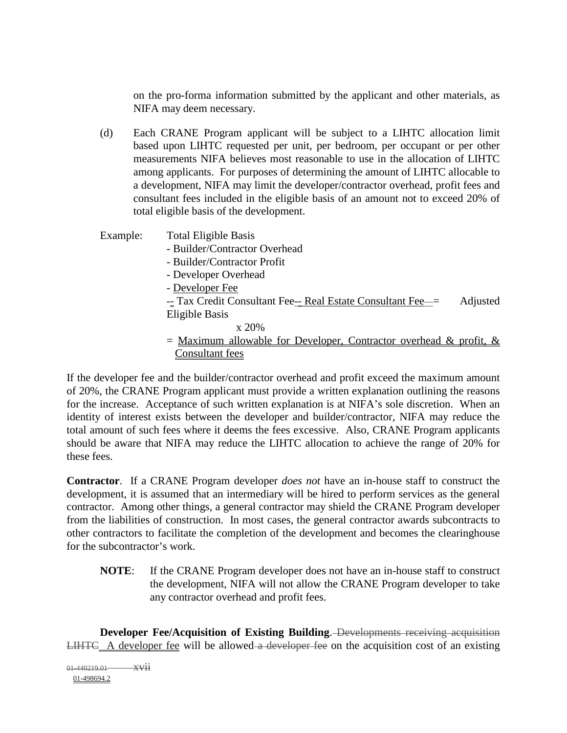on the pro-forma information submitted by the applicant and other materials, as NIFA may deem necessary.

(d) Each CRANE Program applicant will be subject to a LIHTC allocation limit based upon LIHTC requested per unit, per bedroom, per occupant or per other measurements NIFA believes most reasonable to use in the allocation of LIHTC among applicants. For purposes of determining the amount of LIHTC allocable to a development, NIFA may limit the developer/contractor overhead, profit fees and consultant fees included in the eligible basis of an amount not to exceed 20% of total eligible basis of the development.

Example: Total Eligible Basis
- Builder/Contractor Overhead
- Builder/Contractor Profit
- Developer Overhead
- Developer Fee
-- Tax Credit Consultant Fee-- Real Estate Consultant Fee— = Adjusted Eligible Basis
x 20%
= Maximum allowable for Developer, Contractor overhead & profit, & Consultant fees

If the developer fee and the builder/contractor overhead and profit exceed the maximum amount of 20%, the CRANE Program applicant must provide a written explanation outlining the reasons for the increase. Acceptance of such written explanation is at NIFA's sole discretion. When an identity of interest exists between the developer and builder/contractor, NIFA may reduce the total amount of such fees where it deems the fees excessive. Also, CRANE Program applicants should be aware that NIFA may reduce the LIHTC allocation to achieve the range of 20% for these fees.

**Contractor**. If a CRANE Program developer *does not* have an in-house staff to construct the development, it is assumed that an intermediary will be hired to perform services as the general contractor. Among other things, a general contractor may shield the CRANE Program developer from the liabilities of construction. In most cases, the general contractor awards subcontracts to other contractors to facilitate the completion of the development and becomes the clearinghouse for the subcontractor's work.

**NOTE**: If the CRANE Program developer does not have an in-house staff to construct the development, NIFA will not allow the CRANE Program developer to take any contractor overhead and profit fees.

**Developer Fee/Acquisition of Existing Building**. ~~Developments receiving acquisition LIHTC~~ A developer fee will be allowed ~~a developer fee~~ on the acquisition cost of an existing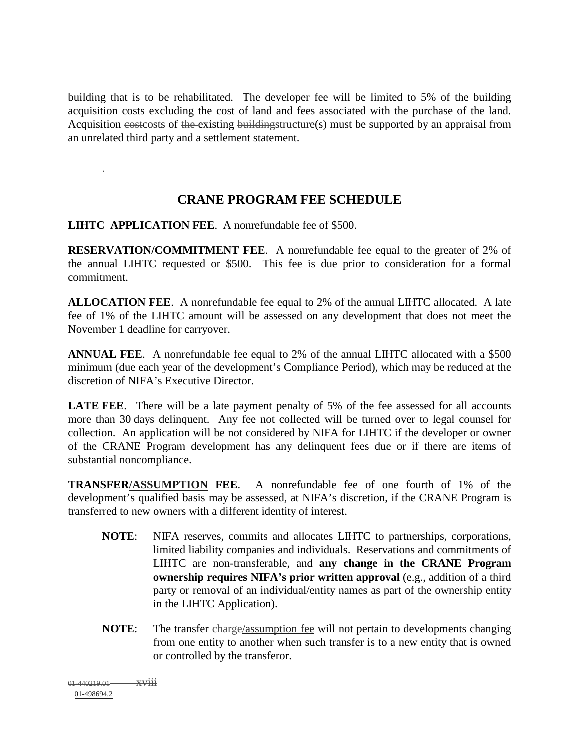building that is to be rehabilitated. The developer fee will be limited to 5% of the building acquisition costs excluding the cost of land and fees associated with the purchase of the land. Acquisition ~~cost~~costs of ~~the~~ existing ~~building~~structure(s) must be supported by an appraisal from an unrelated third party and a settlement statement.

## CRANE PROGRAM FEE SCHEDULE

**LIHTC APPLICATION FEE**. A nonrefundable fee of $500.

**RESERVATION/COMMITMENT FEE**. A nonrefundable fee equal to the greater of 2% of the annual LIHTC requested or $500. This fee is due prior to consideration for a formal commitment.

**ALLOCATION FEE**. A nonrefundable fee equal to 2% of the annual LIHTC allocated. A late fee of 1% of the LIHTC amount will be assessed on any development that does not meet the November 1 deadline for carryover.

**ANNUAL FEE**. A nonrefundable fee equal to 2% of the annual LIHTC allocated with a $500 minimum (due each year of the development's Compliance Period), which may be reduced at the discretion of NIFA's Executive Director.

**LATE FEE**. There will be a late payment penalty of 5% of the fee assessed for all accounts more than 30 days delinquent. Any fee not collected will be turned over to legal counsel for collection. An application will be not considered by NIFA for LIHTC if the developer or owner of the CRANE Program development has any delinquent fees due or if there are items of substantial noncompliance.

**TRANSFER/ASSUMPTION FEE**. A nonrefundable fee of one fourth of 1% of the development's qualified basis may be assessed, at NIFA's discretion, if the CRANE Program is transferred to new owners with a different identity of interest.

> **NOTE**: NIFA reserves, commits and allocates LIHTC to partnerships, corporations, limited liability companies and individuals. Reservations and commitments of LIHTC are non-transferable, and **any change in the CRANE Program ownership requires NIFA's prior written approval** (e.g., addition of a third party or removal of an individual/entity names as part of the ownership entity in the LIHTC Application).

> **NOTE**: The transfer ~~charge~~/assumption fee will not pertain to developments changing from one entity to another when such transfer is to a new entity that is owned or controlled by the transferor.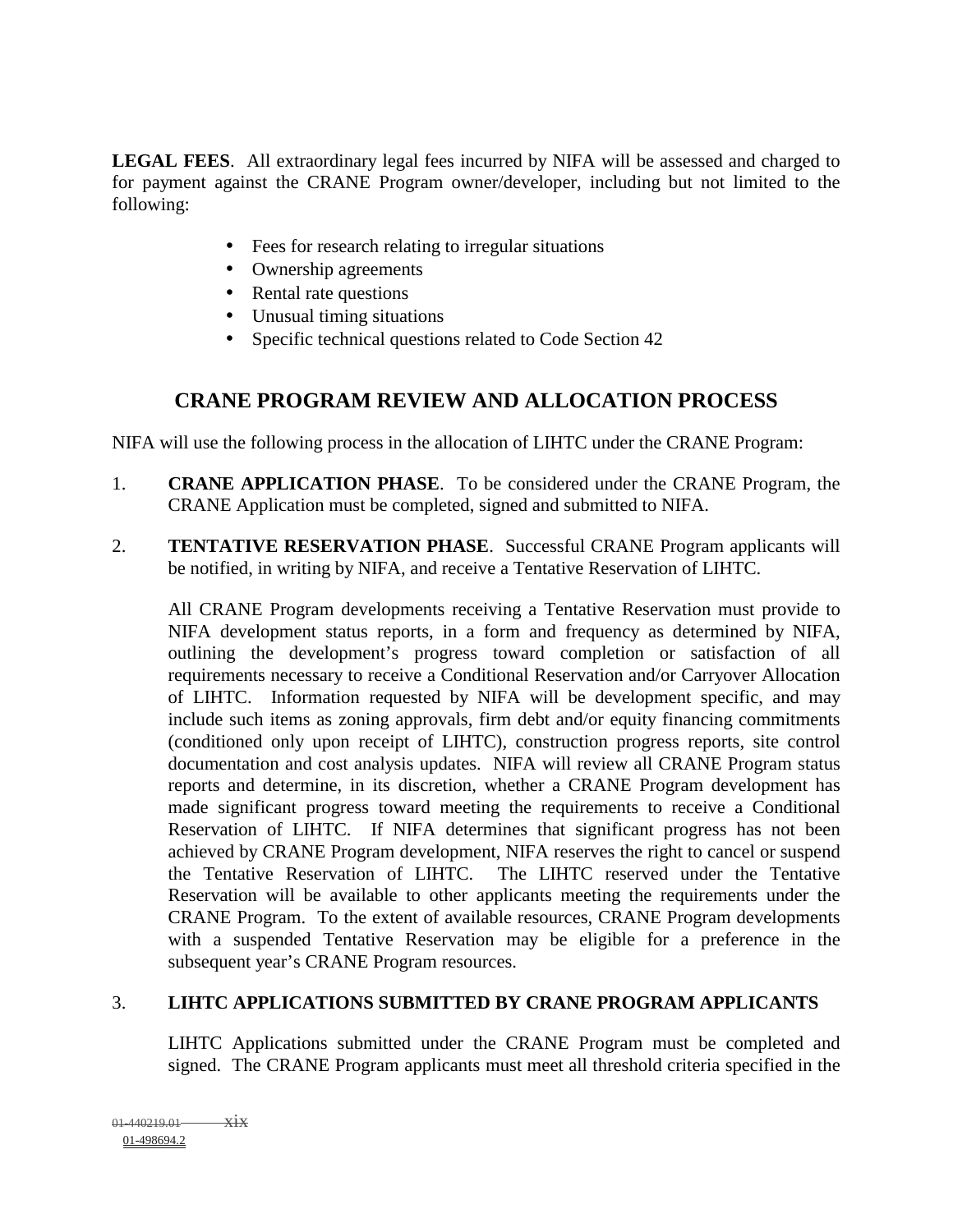**LEGAL FEES**. All extraordinary legal fees incurred by NIFA will be assessed and charged to for payment against the CRANE Program owner/developer, including but not limited to the following:

- Fees for research relating to irregular situations
- Ownership agreements
- Rental rate questions
- Unusual timing situations
- Specific technical questions related to Code Section 42

## CRANE PROGRAM REVIEW AND ALLOCATION PROCESS

NIFA will use the following process in the allocation of LIHTC under the CRANE Program:

1. **CRANE APPLICATION PHASE**. To be considered under the CRANE Program, the CRANE Application must be completed, signed and submitted to NIFA.

2. **TENTATIVE RESERVATION PHASE**. Successful CRANE Program applicants will be notified, in writing by NIFA, and receive a Tentative Reservation of LIHTC.

   All CRANE Program developments receiving a Tentative Reservation must provide to NIFA development status reports, in a form and frequency as determined by NIFA, outlining the development's progress toward completion or satisfaction of all requirements necessary to receive a Conditional Reservation and/or Carryover Allocation of LIHTC. Information requested by NIFA will be development specific, and may include such items as zoning approvals, firm debt and/or equity financing commitments (conditioned only upon receipt of LIHTC), construction progress reports, site control documentation and cost analysis updates. NIFA will review all CRANE Program status reports and determine, in its discretion, whether a CRANE Program development has made significant progress toward meeting the requirements to receive a Conditional Reservation of LIHTC. If NIFA determines that significant progress has not been achieved by CRANE Program development, NIFA reserves the right to cancel or suspend the Tentative Reservation of LIHTC. The LIHTC reserved under the Tentative Reservation will be available to other applicants meeting the requirements under the CRANE Program. To the extent of available resources, CRANE Program developments with a suspended Tentative Reservation may be eligible for a preference in the subsequent year's CRANE Program resources.

3. **LIHTC APPLICATIONS SUBMITTED BY CRANE PROGRAM APPLICANTS**

   LIHTC Applications submitted under the CRANE Program must be completed and signed. The CRANE Program applicants must meet all threshold criteria specified in the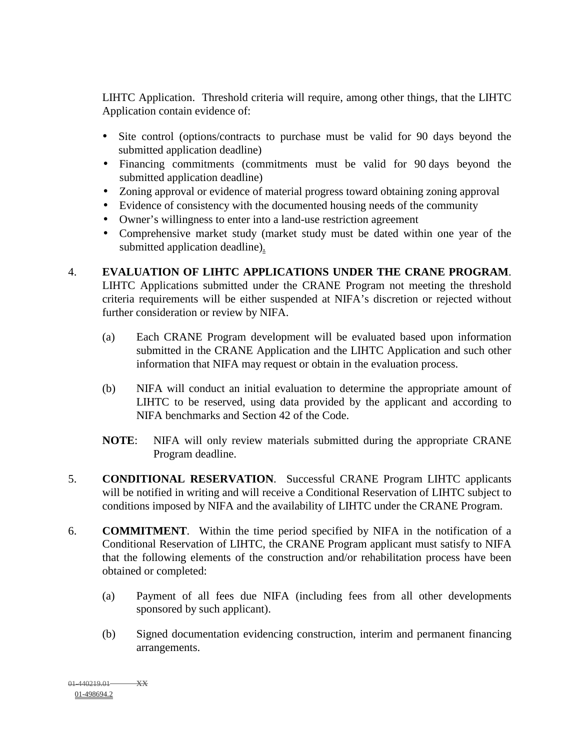LIHTC Application. Threshold criteria will require, among other things, that the LIHTC Application contain evidence of:

- Site control (options/contracts to purchase must be valid for 90 days beyond the submitted application deadline)
- Financing commitments (commitments must be valid for 90 days beyond the submitted application deadline)
- Zoning approval or evidence of material progress toward obtaining zoning approval
- Evidence of consistency with the documented housing needs of the community
- Owner's willingness to enter into a land-use restriction agreement
- Comprehensive market study (market study must be dated within one year of the submitted application deadline).

4. **EVALUATION OF LIHTC APPLICATIONS UNDER THE CRANE PROGRAM**. LIHTC Applications submitted under the CRANE Program not meeting the threshold criteria requirements will be either suspended at NIFA's discretion or rejected without further consideration or review by NIFA.

   (a) Each CRANE Program development will be evaluated based upon information submitted in the CRANE Application and the LIHTC Application and such other information that NIFA may request or obtain in the evaluation process.

   (b) NIFA will conduct an initial evaluation to determine the appropriate amount of LIHTC to be reserved, using data provided by the applicant and according to NIFA benchmarks and Section 42 of the Code.

   **NOTE**: NIFA will only review materials submitted during the appropriate CRANE Program deadline.

5. **CONDITIONAL RESERVATION**. Successful CRANE Program LIHTC applicants will be notified in writing and will receive a Conditional Reservation of LIHTC subject to conditions imposed by NIFA and the availability of LIHTC under the CRANE Program.

6. **COMMITMENT**. Within the time period specified by NIFA in the notification of a Conditional Reservation of LIHTC, the CRANE Program applicant must satisfy to NIFA that the following elements of the construction and/or rehabilitation process have been obtained or completed:

   (a) Payment of all fees due NIFA (including fees from all other developments sponsored by such applicant).

   (b) Signed documentation evidencing construction, interim and permanent financing arrangements.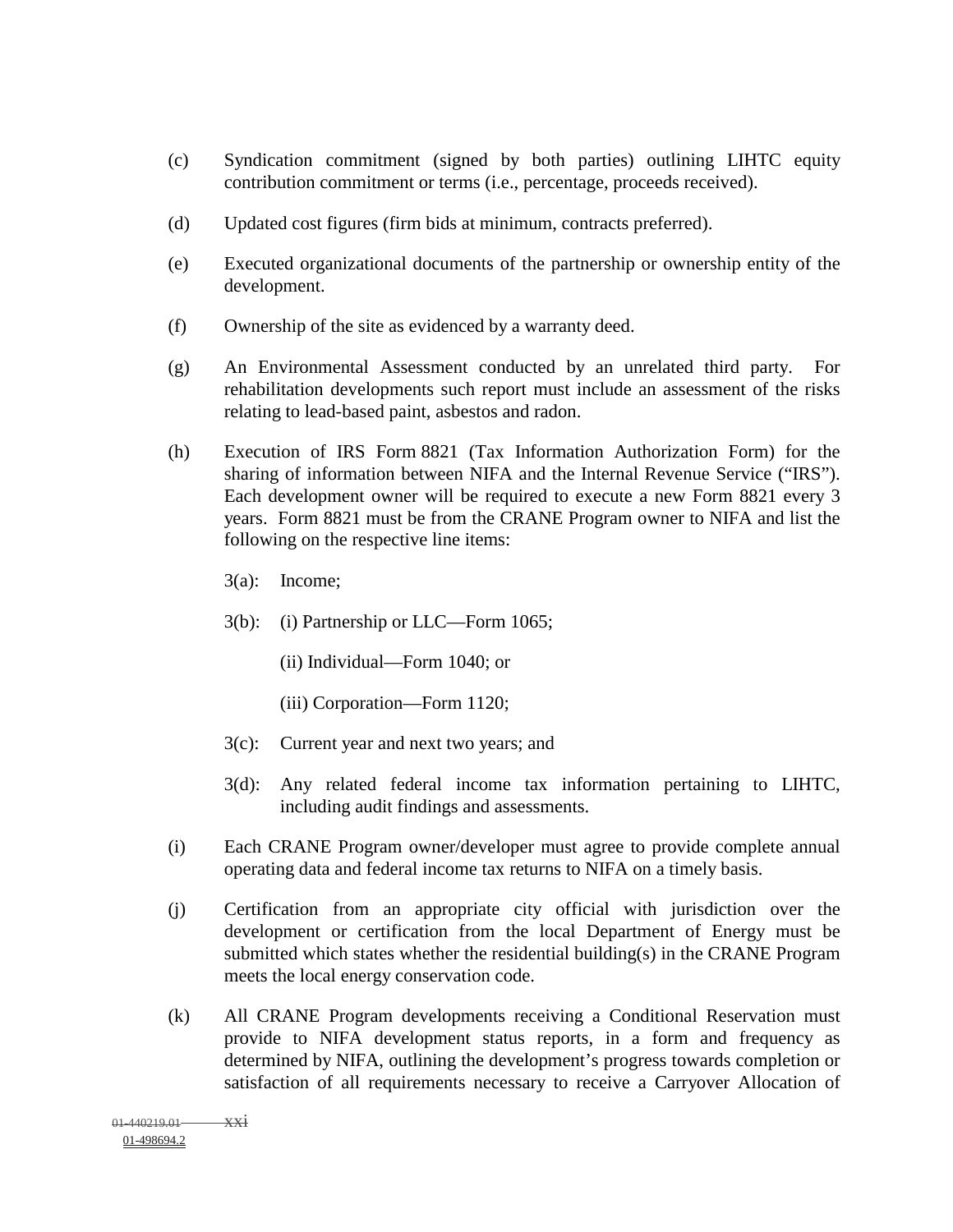(c) Syndication commitment (signed by both parties) outlining LIHTC equity contribution commitment or terms (i.e., percentage, proceeds received).

(d) Updated cost figures (firm bids at minimum, contracts preferred).

(e) Executed organizational documents of the partnership or ownership entity of the development.

(f) Ownership of the site as evidenced by a warranty deed.

(g) An Environmental Assessment conducted by an unrelated third party. For rehabilitation developments such report must include an assessment of the risks relating to lead-based paint, asbestos and radon.

(h) Execution of IRS Form 8821 (Tax Information Authorization Form) for the sharing of information between NIFA and the Internal Revenue Service ("IRS"). Each development owner will be required to execute a new Form 8821 every 3 years. Form 8821 must be from the CRANE Program owner to NIFA and list the following on the respective line items:

   3(a): Income;

   3(b): (i) Partnership or LLC—Form 1065;

   (ii) Individual—Form 1040; or

   (iii) Corporation—Form 1120;

   3(c): Current year and next two years; and

   3(d): Any related federal income tax information pertaining to LIHTC, including audit findings and assessments.

(i) Each CRANE Program owner/developer must agree to provide complete annual operating data and federal income tax returns to NIFA on a timely basis.

(j) Certification from an appropriate city official with jurisdiction over the development or certification from the local Department of Energy must be submitted which states whether the residential building(s) in the CRANE Program meets the local energy conservation code.

(k) All CRANE Program developments receiving a Conditional Reservation must provide to NIFA development status reports, in a form and frequency as determined by NIFA, outlining the development's progress towards completion or satisfaction of all requirements necessary to receive a Carryover Allocation of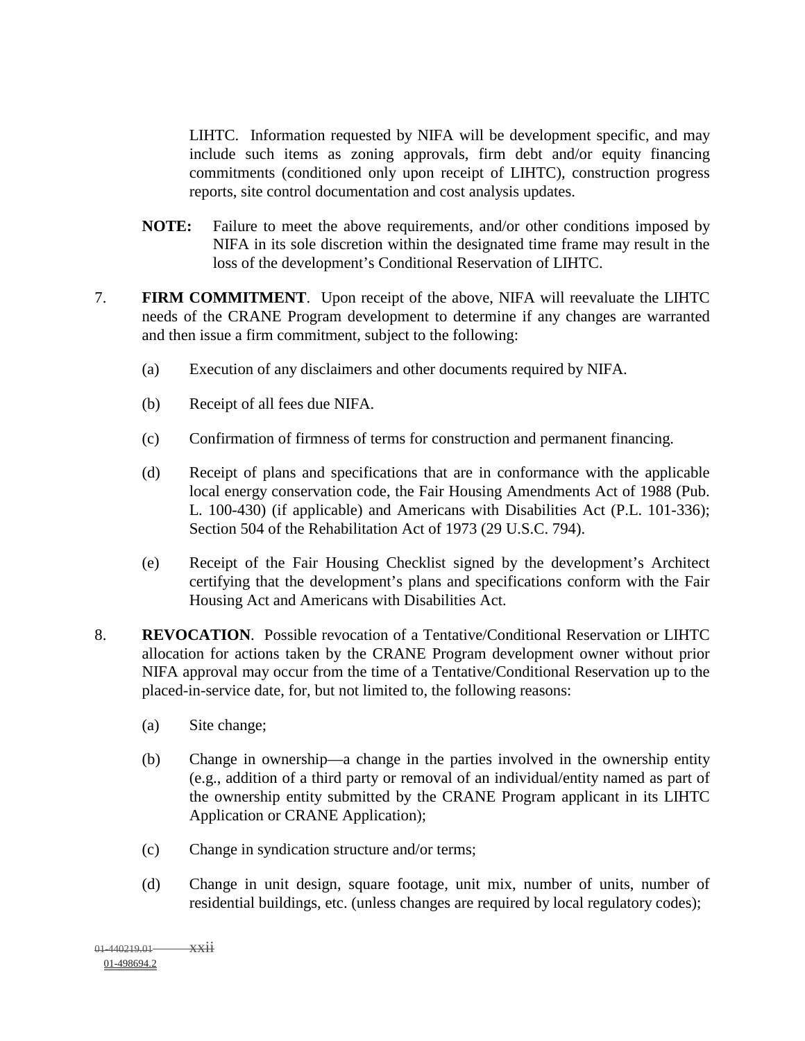LIHTC. Information requested by NIFA will be development specific, and may include such items as zoning approvals, firm debt and/or equity financing commitments (conditioned only upon receipt of LIHTC), construction progress reports, site control documentation and cost analysis updates.

**NOTE:** Failure to meet the above requirements, and/or other conditions imposed by NIFA in its sole discretion within the designated time frame may result in the loss of the development's Conditional Reservation of LIHTC.

7. **FIRM COMMITMENT**. Upon receipt of the above, NIFA will reevaluate the LIHTC needs of the CRANE Program development to determine if any changes are warranted and then issue a firm commitment, subject to the following:

   (a) Execution of any disclaimers and other documents required by NIFA.

   (b) Receipt of all fees due NIFA.

   (c) Confirmation of firmness of terms for construction and permanent financing.

   (d) Receipt of plans and specifications that are in conformance with the applicable local energy conservation code, the Fair Housing Amendments Act of 1988 (Pub. L. 100-430) (if applicable) and Americans with Disabilities Act (P.L. 101-336); Section 504 of the Rehabilitation Act of 1973 (29 U.S.C. 794).

   (e) Receipt of the Fair Housing Checklist signed by the development's Architect certifying that the development's plans and specifications conform with the Fair Housing Act and Americans with Disabilities Act.

8. **REVOCATION**. Possible revocation of a Tentative/Conditional Reservation or LIHTC allocation for actions taken by the CRANE Program development owner without prior NIFA approval may occur from the time of a Tentative/Conditional Reservation up to the placed-in-service date, for, but not limited to, the following reasons:

   (a) Site change;

   (b) Change in ownership—a change in the parties involved in the ownership entity (e.g., addition of a third party or removal of an individual/entity named as part of the ownership entity submitted by the CRANE Program applicant in its LIHTC Application or CRANE Application);

   (c) Change in syndication structure and/or terms;

   (d) Change in unit design, square footage, unit mix, number of units, number of residential buildings, etc. (unless changes are required by local regulatory codes);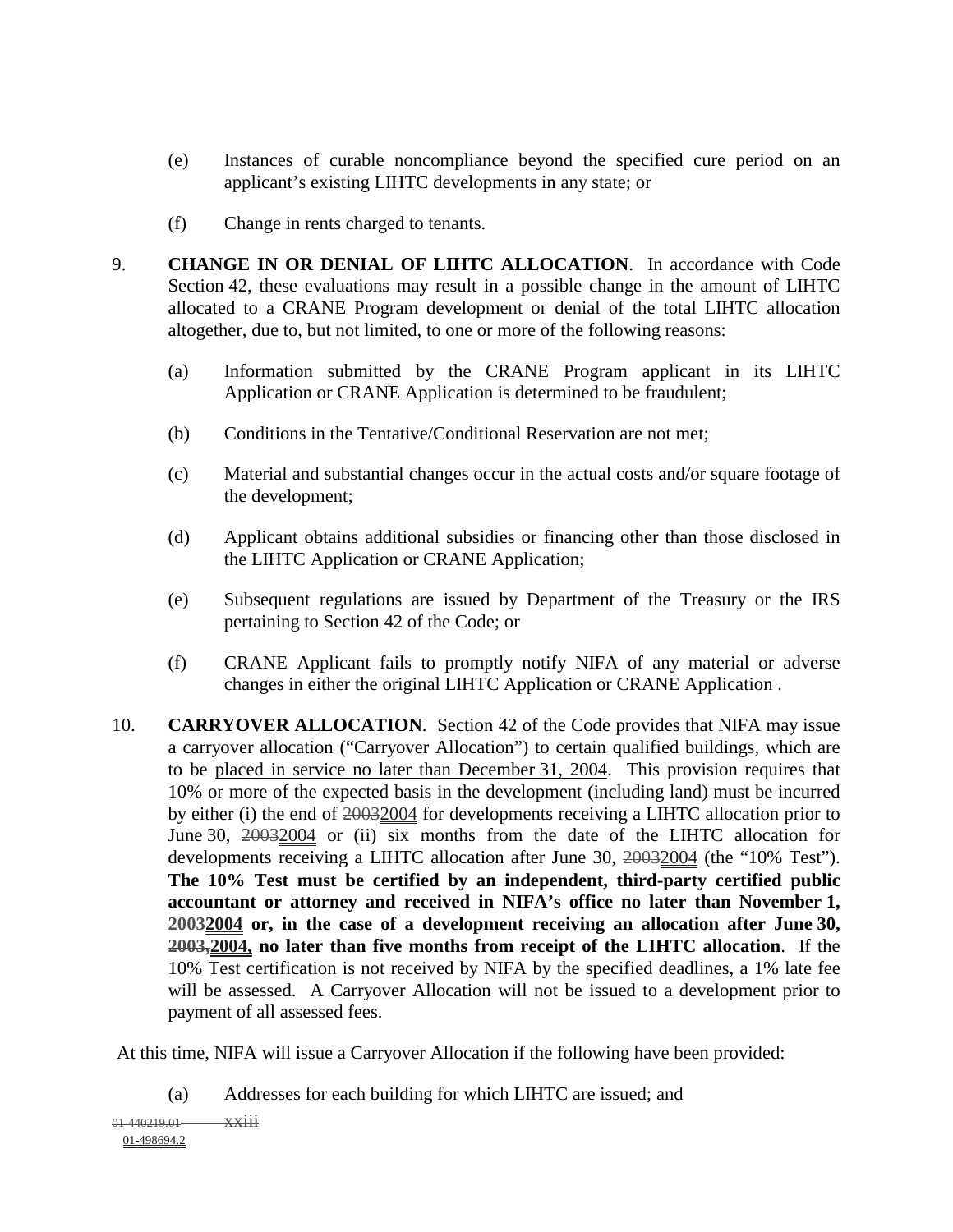(e) Instances of curable noncompliance beyond the specified cure period on an applicant's existing LIHTC developments in any state; or

(f) Change in rents charged to tenants.

9. **CHANGE IN OR DENIAL OF LIHTC ALLOCATION**. In accordance with Code Section 42, these evaluations may result in a possible change in the amount of LIHTC allocated to a CRANE Program development or denial of the total LIHTC allocation altogether, due to, but not limited, to one or more of the following reasons:

   (a) Information submitted by the CRANE Program applicant in its LIHTC Application or CRANE Application is determined to be fraudulent;

   (b) Conditions in the Tentative/Conditional Reservation are not met;

   (c) Material and substantial changes occur in the actual costs and/or square footage of the development;

   (d) Applicant obtains additional subsidies or financing other than those disclosed in the LIHTC Application or CRANE Application;

   (e) Subsequent regulations are issued by Department of the Treasury or the IRS pertaining to Section 42 of the Code; or

   (f) CRANE Applicant fails to promptly notify NIFA of any material or adverse changes in either the original LIHTC Application or CRANE Application .

10. **CARRYOVER ALLOCATION**. Section 42 of the Code provides that NIFA may issue a carryover allocation ("Carryover Allocation") to certain qualified buildings, which are to be placed in service no later than December 31, 2004. This provision requires that 10% or more of the expected basis in the development (including land) must be incurred by either (i) the end of ~~2003~~2004 for developments receiving a LIHTC allocation prior to June 30, ~~2003~~2004 or (ii) six months from the date of the LIHTC allocation for developments receiving a LIHTC allocation after June 30, ~~2003~~2004 (the "10% Test"). **The 10% Test must be certified by an independent, third-party certified public accountant or attorney and received in NIFA's office no later than November 1, ~~2003~~2004 or, in the case of a development receiving an allocation after June 30, ~~2003,~~2004, no later than five months from receipt of the LIHTC allocation**. If the 10% Test certification is not received by NIFA by the specified deadlines, a 1% late fee will be assessed. A Carryover Allocation will not be issued to a development prior to payment of all assessed fees.

At this time, NIFA will issue a Carryover Allocation if the following have been provided:

   (a) Addresses for each building for which LIHTC are issued; and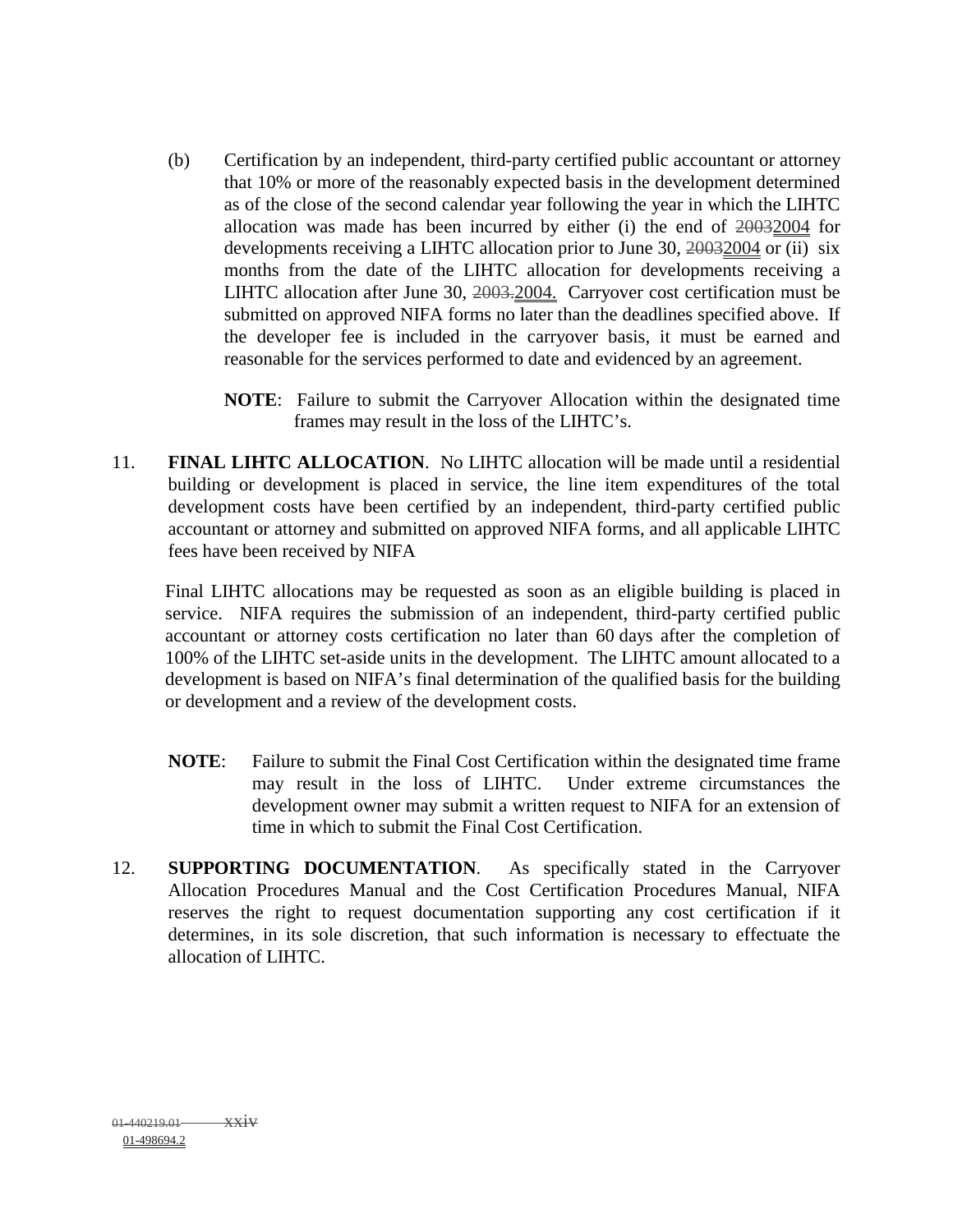(b) Certification by an independent, third-party certified public accountant or attorney that 10% or more of the reasonably expected basis in the development determined as of the close of the second calendar year following the year in which the LIHTC allocation was made has been incurred by either (i) the end of ~~2003~~2004 for developments receiving a LIHTC allocation prior to June 30, ~~2003~~2004 or (ii) six months from the date of the LIHTC allocation for developments receiving a LIHTC allocation after June 30, ~~2003.~~2004. Carryover cost certification must be submitted on approved NIFA forms no later than the deadlines specified above. If the developer fee is included in the carryover basis, it must be earned and reasonable for the services performed to date and evidenced by an agreement.

**NOTE**: Failure to submit the Carryover Allocation within the designated time frames may result in the loss of the LIHTC's.

11. **FINAL LIHTC ALLOCATION**. No LIHTC allocation will be made until a residential building or development is placed in service, the line item expenditures of the total development costs have been certified by an independent, third-party certified public accountant or attorney and submitted on approved NIFA forms, and all applicable LIHTC fees have been received by NIFA

Final LIHTC allocations may be requested as soon as an eligible building is placed in service. NIFA requires the submission of an independent, third-party certified public accountant or attorney costs certification no later than 60 days after the completion of 100% of the LIHTC set-aside units in the development. The LIHTC amount allocated to a development is based on NIFA's final determination of the qualified basis for the building or development and a review of the development costs.

**NOTE**: Failure to submit the Final Cost Certification within the designated time frame may result in the loss of LIHTC. Under extreme circumstances the development owner may submit a written request to NIFA for an extension of time in which to submit the Final Cost Certification.

12. **SUPPORTING DOCUMENTATION**. As specifically stated in the Carryover Allocation Procedures Manual and the Cost Certification Procedures Manual, NIFA reserves the right to request documentation supporting any cost certification if it determines, in its sole discretion, that such information is necessary to effectuate the allocation of LIHTC.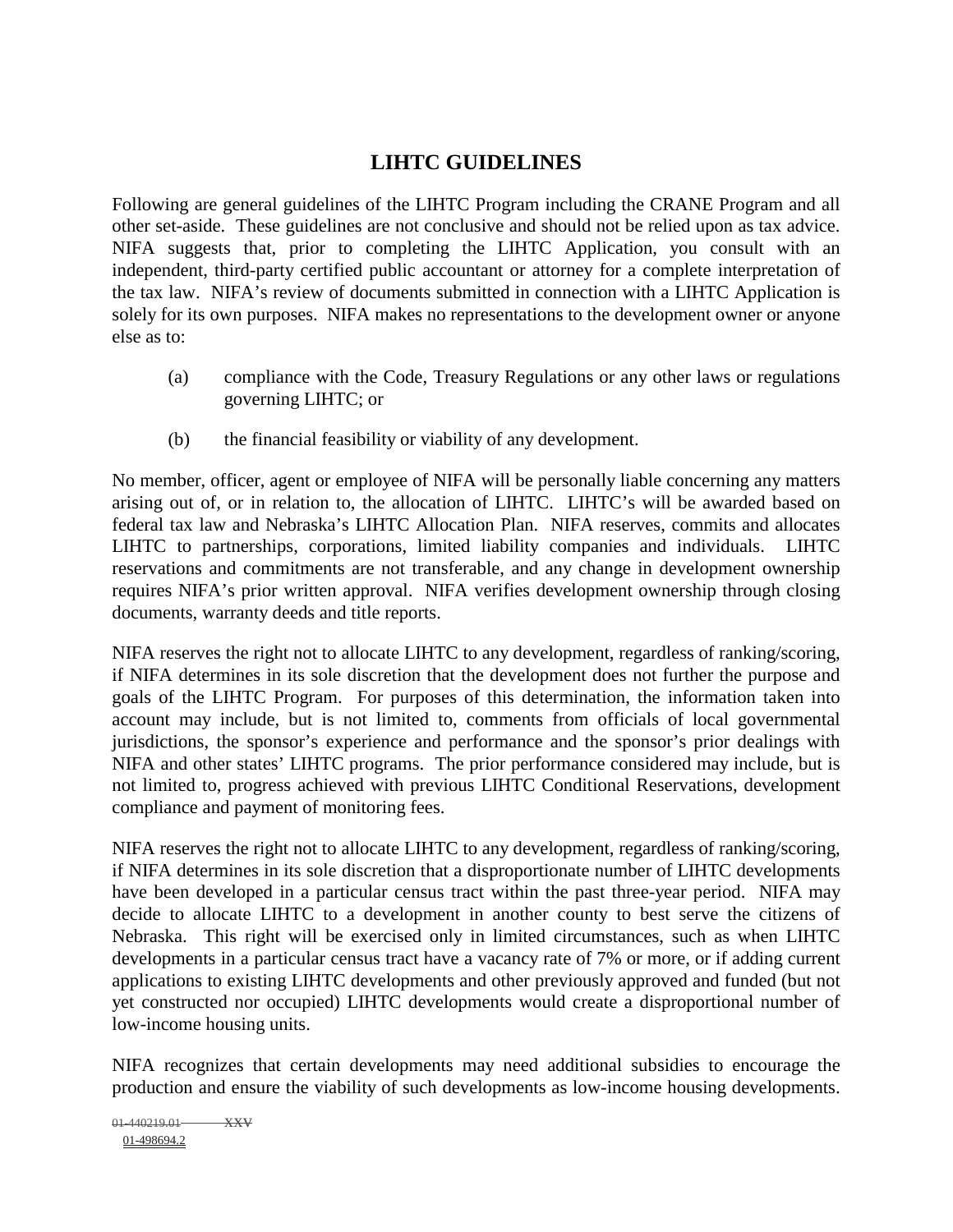# LIHTC GUIDELINES

Following are general guidelines of the LIHTC Program including the CRANE Program and all other set-aside. These guidelines are not conclusive and should not be relied upon as tax advice. NIFA suggests that, prior to completing the LIHTC Application, you consult with an independent, third-party certified public accountant or attorney for a complete interpretation of the tax law. NIFA's review of documents submitted in connection with a LIHTC Application is solely for its own purposes. NIFA makes no representations to the development owner or anyone else as to:

(a) compliance with the Code, Treasury Regulations or any other laws or regulations governing LIHTC; or

(b) the financial feasibility or viability of any development.

No member, officer, agent or employee of NIFA will be personally liable concerning any matters arising out of, or in relation to, the allocation of LIHTC. LIHTC's will be awarded based on federal tax law and Nebraska's LIHTC Allocation Plan. NIFA reserves, commits and allocates LIHTC to partnerships, corporations, limited liability companies and individuals. LIHTC reservations and commitments are not transferable, and any change in development ownership requires NIFA's prior written approval. NIFA verifies development ownership through closing documents, warranty deeds and title reports.

NIFA reserves the right not to allocate LIHTC to any development, regardless of ranking/scoring, if NIFA determines in its sole discretion that the development does not further the purpose and goals of the LIHTC Program. For purposes of this determination, the information taken into account may include, but is not limited to, comments from officials of local governmental jurisdictions, the sponsor's experience and performance and the sponsor's prior dealings with NIFA and other states' LIHTC programs. The prior performance considered may include, but is not limited to, progress achieved with previous LIHTC Conditional Reservations, development compliance and payment of monitoring fees.

NIFA reserves the right not to allocate LIHTC to any development, regardless of ranking/scoring, if NIFA determines in its sole discretion that a disproportionate number of LIHTC developments have been developed in a particular census tract within the past three-year period. NIFA may decide to allocate LIHTC to a development in another county to best serve the citizens of Nebraska. This right will be exercised only in limited circumstances, such as when LIHTC developments in a particular census tract have a vacancy rate of 7% or more, or if adding current applications to existing LIHTC developments and other previously approved and funded (but not yet constructed nor occupied) LIHTC developments would create a disproportional number of low-income housing units.

NIFA recognizes that certain developments may need additional subsidies to encourage the production and ensure the viability of such developments as low-income housing developments.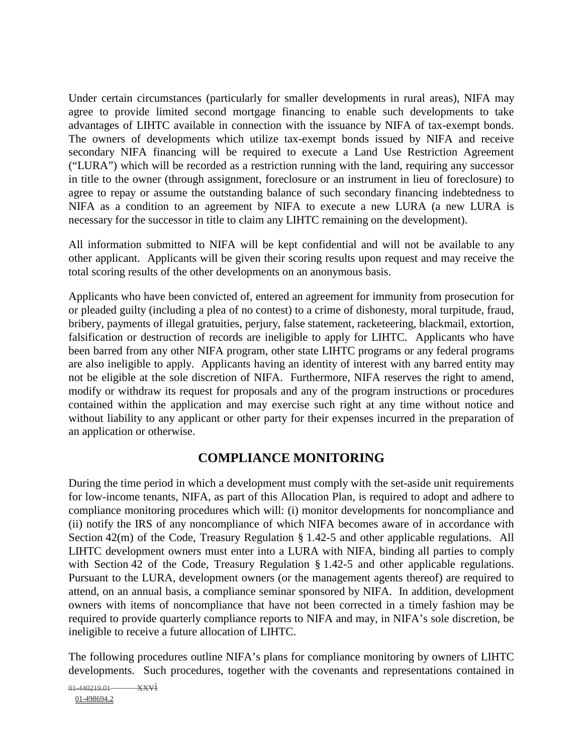Under certain circumstances (particularly for smaller developments in rural areas), NIFA may agree to provide limited second mortgage financing to enable such developments to take advantages of LIHTC available in connection with the issuance by NIFA of tax-exempt bonds. The owners of developments which utilize tax-exempt bonds issued by NIFA and receive secondary NIFA financing will be required to execute a Land Use Restriction Agreement ("LURA") which will be recorded as a restriction running with the land, requiring any successor in title to the owner (through assignment, foreclosure or an instrument in lieu of foreclosure) to agree to repay or assume the outstanding balance of such secondary financing indebtedness to NIFA as a condition to an agreement by NIFA to execute a new LURA (a new LURA is necessary for the successor in title to claim any LIHTC remaining on the development).

All information submitted to NIFA will be kept confidential and will not be available to any other applicant. Applicants will be given their scoring results upon request and may receive the total scoring results of the other developments on an anonymous basis.

Applicants who have been convicted of, entered an agreement for immunity from prosecution for or pleaded guilty (including a plea of no contest) to a crime of dishonesty, moral turpitude, fraud, bribery, payments of illegal gratuities, perjury, false statement, racketeering, blackmail, extortion, falsification or destruction of records are ineligible to apply for LIHTC. Applicants who have been barred from any other NIFA program, other state LIHTC programs or any federal programs are also ineligible to apply. Applicants having an identity of interest with any barred entity may not be eligible at the sole discretion of NIFA. Furthermore, NIFA reserves the right to amend, modify or withdraw its request for proposals and any of the program instructions or procedures contained within the application and may exercise such right at any time without notice and without liability to any applicant or other party for their expenses incurred in the preparation of an application or otherwise.

## COMPLIANCE MONITORING

During the time period in which a development must comply with the set-aside unit requirements for low-income tenants, NIFA, as part of this Allocation Plan, is required to adopt and adhere to compliance monitoring procedures which will: (i) monitor developments for noncompliance and (ii) notify the IRS of any noncompliance of which NIFA becomes aware of in accordance with Section 42(m) of the Code, Treasury Regulation § 1.42-5 and other applicable regulations. All LIHTC development owners must enter into a LURA with NIFA, binding all parties to comply with Section 42 of the Code, Treasury Regulation § 1.42-5 and other applicable regulations. Pursuant to the LURA, development owners (or the management agents thereof) are required to attend, on an annual basis, a compliance seminar sponsored by NIFA. In addition, development owners with items of noncompliance that have not been corrected in a timely fashion may be required to provide quarterly compliance reports to NIFA and may, in NIFA's sole discretion, be ineligible to receive a future allocation of LIHTC.

The following procedures outline NIFA's plans for compliance monitoring by owners of LIHTC developments. Such procedures, together with the covenants and representations contained in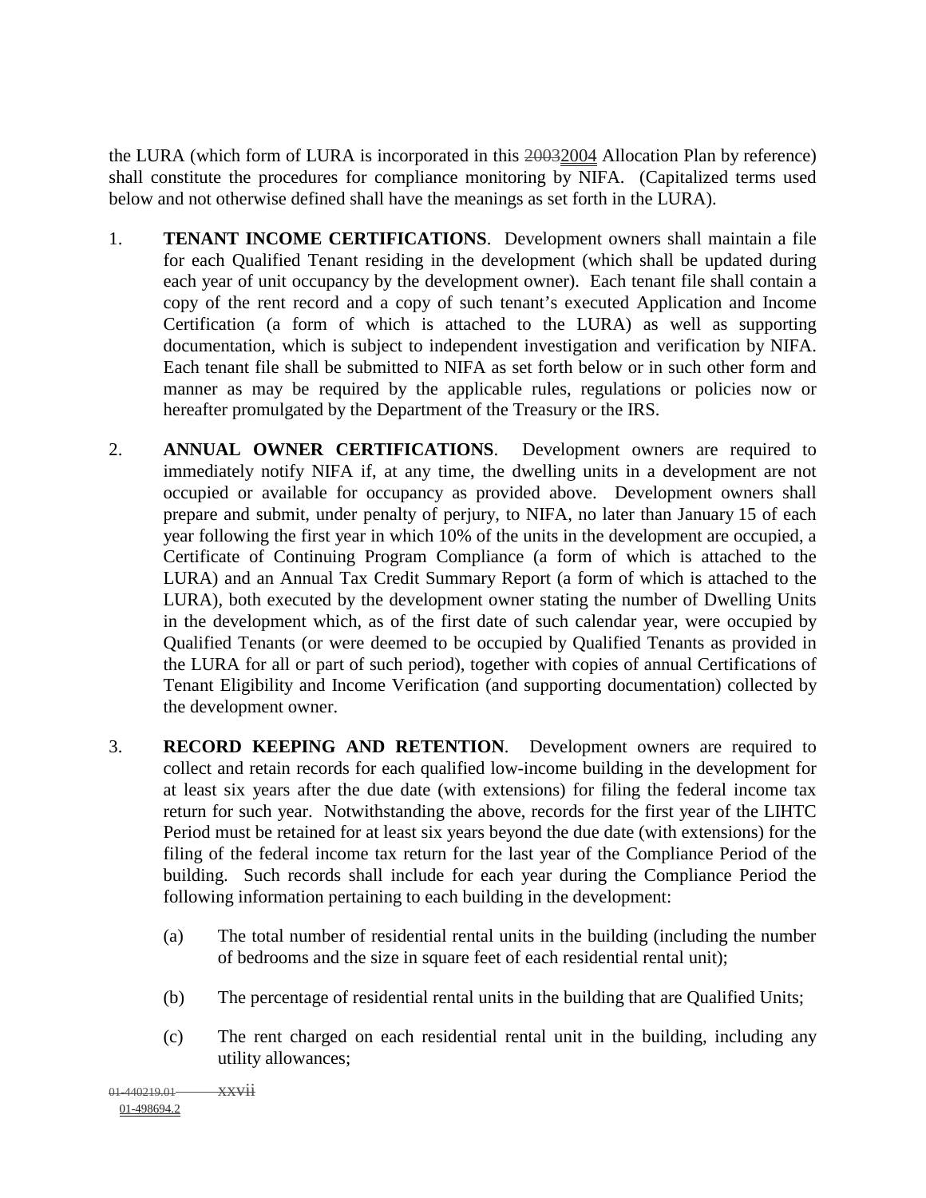the LURA (which form of LURA is incorporated in this ~~2003~~2004 Allocation Plan by reference) shall constitute the procedures for compliance monitoring by NIFA. (Capitalized terms used below and not otherwise defined shall have the meanings as set forth in the LURA).

1. **TENANT INCOME CERTIFICATIONS**. Development owners shall maintain a file for each Qualified Tenant residing in the development (which shall be updated during each year of unit occupancy by the development owner). Each tenant file shall contain a copy of the rent record and a copy of such tenant's executed Application and Income Certification (a form of which is attached to the LURA) as well as supporting documentation, which is subject to independent investigation and verification by NIFA. Each tenant file shall be submitted to NIFA as set forth below or in such other form and manner as may be required by the applicable rules, regulations or policies now or hereafter promulgated by the Department of the Treasury or the IRS.

2. **ANNUAL OWNER CERTIFICATIONS**. Development owners are required to immediately notify NIFA if, at any time, the dwelling units in a development are not occupied or available for occupancy as provided above. Development owners shall prepare and submit, under penalty of perjury, to NIFA, no later than January 15 of each year following the first year in which 10% of the units in the development are occupied, a Certificate of Continuing Program Compliance (a form of which is attached to the LURA) and an Annual Tax Credit Summary Report (a form of which is attached to the LURA), both executed by the development owner stating the number of Dwelling Units in the development which, as of the first date of such calendar year, were occupied by Qualified Tenants (or were deemed to be occupied by Qualified Tenants as provided in the LURA for all or part of such period), together with copies of annual Certifications of Tenant Eligibility and Income Verification (and supporting documentation) collected by the development owner.

3. **RECORD KEEPING AND RETENTION**. Development owners are required to collect and retain records for each qualified low-income building in the development for at least six years after the due date (with extensions) for filing the federal income tax return for such year. Notwithstanding the above, records for the first year of the LIHTC Period must be retained for at least six years beyond the due date (with extensions) for the filing of the federal income tax return for the last year of the Compliance Period of the building. Such records shall include for each year during the Compliance Period the following information pertaining to each building in the development:

   (a) The total number of residential rental units in the building (including the number of bedrooms and the size in square feet of each residential rental unit);

   (b) The percentage of residential rental units in the building that are Qualified Units;

   (c) The rent charged on each residential rental unit in the building, including any utility allowances;

~~01-440219.01~~ 01-498694.2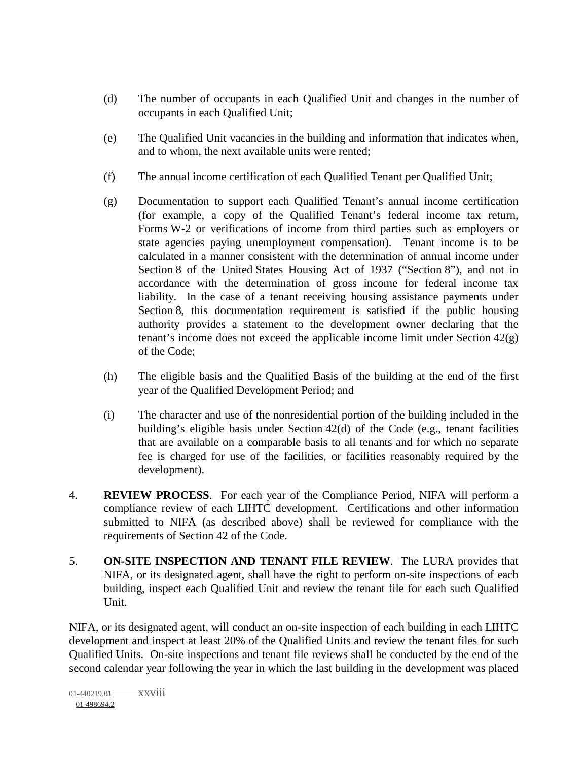(d) The number of occupants in each Qualified Unit and changes in the number of occupants in each Qualified Unit;

(e) The Qualified Unit vacancies in the building and information that indicates when, and to whom, the next available units were rented;

(f) The annual income certification of each Qualified Tenant per Qualified Unit;

(g) Documentation to support each Qualified Tenant's annual income certification (for example, a copy of the Qualified Tenant's federal income tax return, Forms W-2 or verifications of income from third parties such as employers or state agencies paying unemployment compensation). Tenant income is to be calculated in a manner consistent with the determination of annual income under Section 8 of the United States Housing Act of 1937 ("Section 8"), and not in accordance with the determination of gross income for federal income tax liability. In the case of a tenant receiving housing assistance payments under Section 8, this documentation requirement is satisfied if the public housing authority provides a statement to the development owner declaring that the tenant's income does not exceed the applicable income limit under Section 42(g) of the Code;

(h) The eligible basis and the Qualified Basis of the building at the end of the first year of the Qualified Development Period; and

(i) The character and use of the nonresidential portion of the building included in the building's eligible basis under Section 42(d) of the Code (e.g., tenant facilities that are available on a comparable basis to all tenants and for which no separate fee is charged for use of the facilities, or facilities reasonably required by the development).

4. **REVIEW PROCESS**. For each year of the Compliance Period, NIFA will perform a compliance review of each LIHTC development. Certifications and other information submitted to NIFA (as described above) shall be reviewed for compliance with the requirements of Section 42 of the Code.

5. **ON-SITE INSPECTION AND TENANT FILE REVIEW**. The LURA provides that NIFA, or its designated agent, shall have the right to perform on-site inspections of each building, inspect each Qualified Unit and review the tenant file for each such Qualified Unit.

NIFA, or its designated agent, will conduct an on-site inspection of each building in each LIHTC development and inspect at least 20% of the Qualified Units and review the tenant files for such Qualified Units. On-site inspections and tenant file reviews shall be conducted by the end of the second calendar year following the year in which the last building in the development was placed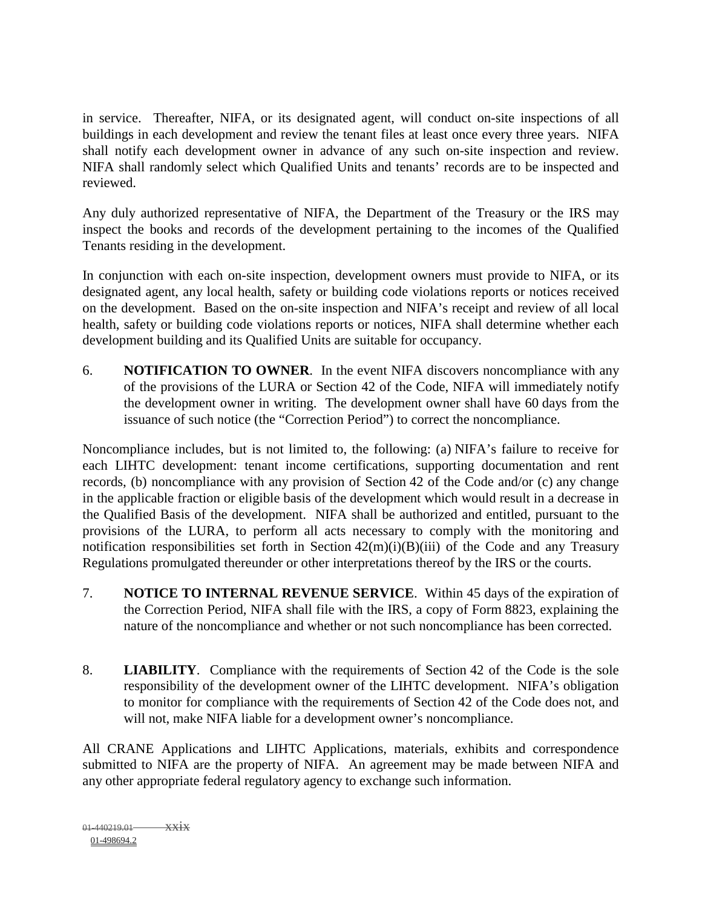in service. Thereafter, NIFA, or its designated agent, will conduct on-site inspections of all buildings in each development and review the tenant files at least once every three years. NIFA shall notify each development owner in advance of any such on-site inspection and review. NIFA shall randomly select which Qualified Units and tenants' records are to be inspected and reviewed.

Any duly authorized representative of NIFA, the Department of the Treasury or the IRS may inspect the books and records of the development pertaining to the incomes of the Qualified Tenants residing in the development.

In conjunction with each on-site inspection, development owners must provide to NIFA, or its designated agent, any local health, safety or building code violations reports or notices received on the development. Based on the on-site inspection and NIFA's receipt and review of all local health, safety or building code violations reports or notices, NIFA shall determine whether each development building and its Qualified Units are suitable for occupancy.

6. **NOTIFICATION TO OWNER**. In the event NIFA discovers noncompliance with any of the provisions of the LURA or Section 42 of the Code, NIFA will immediately notify the development owner in writing. The development owner shall have 60 days from the issuance of such notice (the "Correction Period") to correct the noncompliance.

Noncompliance includes, but is not limited to, the following: (a) NIFA's failure to receive for each LIHTC development: tenant income certifications, supporting documentation and rent records, (b) noncompliance with any provision of Section 42 of the Code and/or (c) any change in the applicable fraction or eligible basis of the development which would result in a decrease in the Qualified Basis of the development. NIFA shall be authorized and entitled, pursuant to the provisions of the LURA, to perform all acts necessary to comply with the monitoring and notification responsibilities set forth in Section 42(m)(i)(B)(iii) of the Code and any Treasury Regulations promulgated thereunder or other interpretations thereof by the IRS or the courts.

7. **NOTICE TO INTERNAL REVENUE SERVICE**. Within 45 days of the expiration of the Correction Period, NIFA shall file with the IRS, a copy of Form 8823, explaining the nature of the noncompliance and whether or not such noncompliance has been corrected.

8. **LIABILITY**. Compliance with the requirements of Section 42 of the Code is the sole responsibility of the development owner of the LIHTC development. NIFA's obligation to monitor for compliance with the requirements of Section 42 of the Code does not, and will not, make NIFA liable for a development owner's noncompliance.

All CRANE Applications and LIHTC Applications, materials, exhibits and correspondence submitted to NIFA are the property of NIFA. An agreement may be made between NIFA and any other appropriate federal regulatory agency to exchange such information.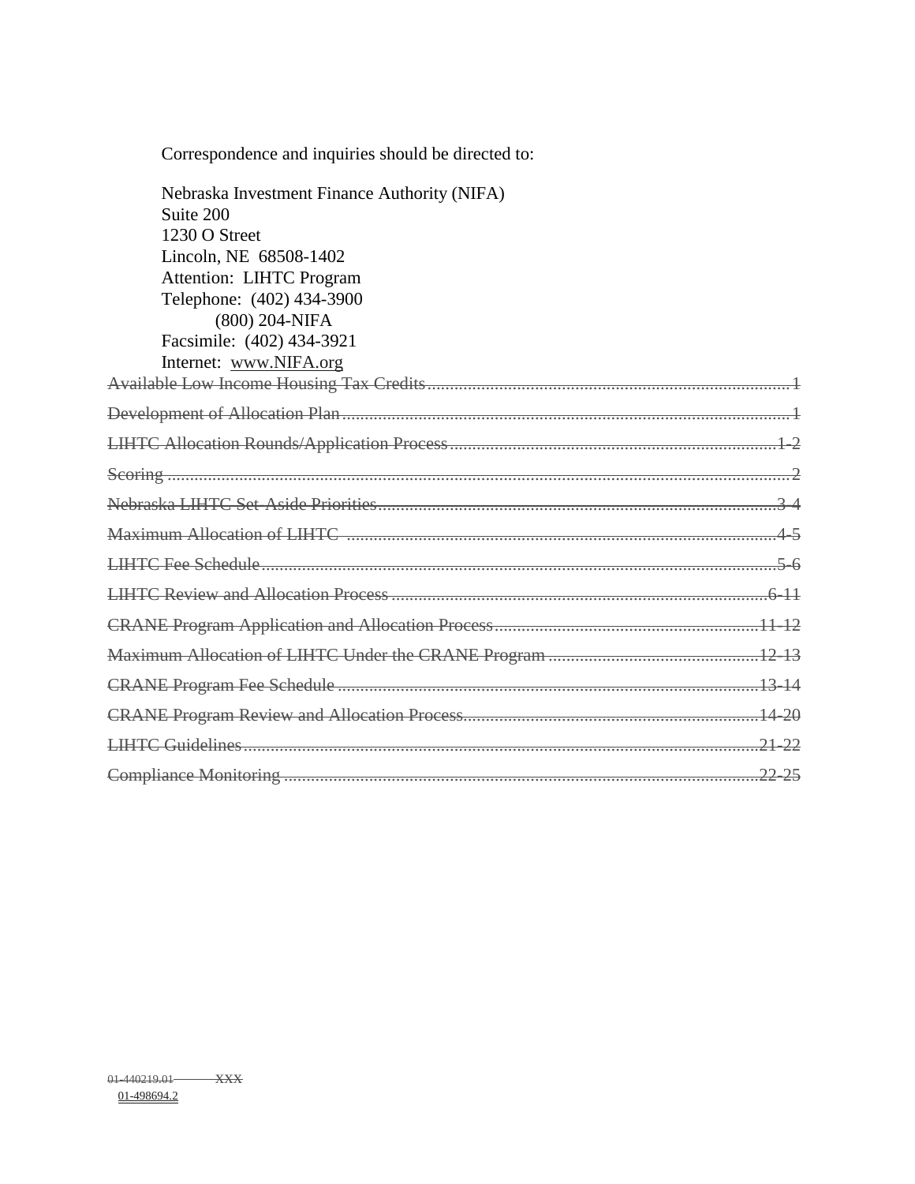Correspondence and inquiries should be directed to:

Nebraska Investment Finance Authority (NIFA)
Suite 200
1230 O Street
Lincoln, NE 68508-1402
Attention: LIHTC Program
Telephone: (402) 434-3900
(800) 204-NIFA
Facsimile: (402) 434-3921
Internet: www.NIFA.org

~~Available Low Income Housing Tax Credits....................................................................1~~

~~Development of Allocation Plan..........................................................................................1~~

~~LIHTC Allocation Rounds/Application Process.............................................................1-2~~

~~Scoring ..................................................................................................................................2~~

~~Nebraska LIHTC Set-Aside Priorities...............................................................................3-4~~

~~Maximum Allocation of LIHTC .......................................................................................4-5~~

~~LIHTC Fee Schedule.........................................................................................................5-6~~

~~LIHTC Review and Allocation Process ...........................................................................6-11~~

~~CRANE Program Application and Allocation Process...................................................11-12~~

~~Maximum Allocation of LIHTC Under the CRANE Program ........................................12-13~~

~~CRANE Program Fee Schedule .......................................................................................13-14~~

~~CRANE Program Review and Allocation Process..........................................................14-20~~

~~LIHTC Guidelines............................................................................................................21-22~~

~~Compliance Monitoring ...................................................................................................22-25~~

~~01-440219.01 XXX~~
01-498694.2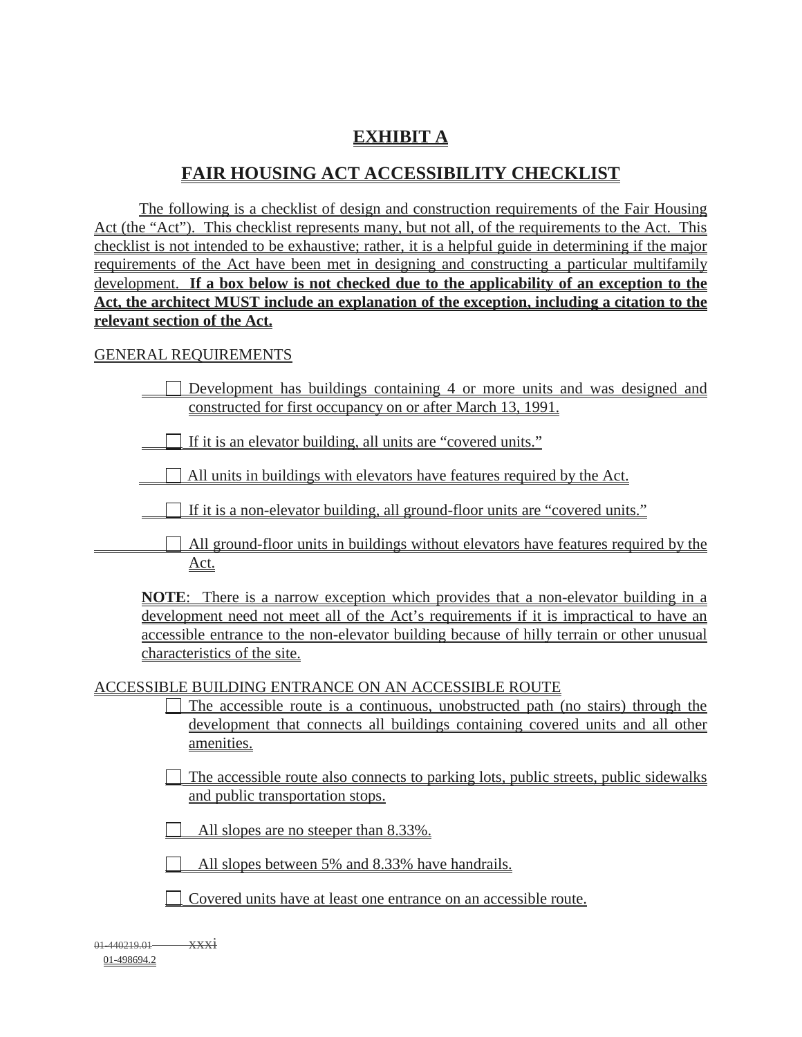# EXHIBIT A

## FAIR HOUSING ACT ACCESSIBILITY CHECKLIST

The following is a checklist of design and construction requirements of the Fair Housing Act (the "Act"). This checklist represents many, but not all, of the requirements to the Act. This checklist is not intended to be exhaustive; rather, it is a helpful guide in determining if the major requirements of the Act have been met in designing and constructing a particular multifamily development. **If a box below is not checked due to the applicability of an exception to the Act, the architect MUST include an explanation of the exception, including a citation to the relevant section of the Act.**

GENERAL REQUIREMENTS

- ☐ Development has buildings containing 4 or more units and was designed and constructed for first occupancy on or after March 13, 1991.
- ☐ If it is an elevator building, all units are "covered units."
- ☐ All units in buildings with elevators have features required by the Act.
- ☐ If it is a non-elevator building, all ground-floor units are "covered units."
- ☐ All ground-floor units in buildings without elevators have features required by the Act.

**NOTE**: There is a narrow exception which provides that a non-elevator building in a development need not meet all of the Act's requirements if it is impractical to have an accessible entrance to the non-elevator building because of hilly terrain or other unusual characteristics of the site.

ACCESSIBLE BUILDING ENTRANCE ON AN ACCESSIBLE ROUTE

- ☐ The accessible route is a continuous, unobstructed path (no stairs) through the development that connects all buildings containing covered units and all other amenities.
- ☐ The accessible route also connects to parking lots, public streets, public sidewalks and public transportation stops.
- ☐ All slopes are no steeper than 8.33%.
- ☐ All slopes between 5% and 8.33% have handrails.
- ☐ Covered units have at least one entrance on an accessible route.

~~01-440219.01~~ ~~xxxi~~
01-498694.2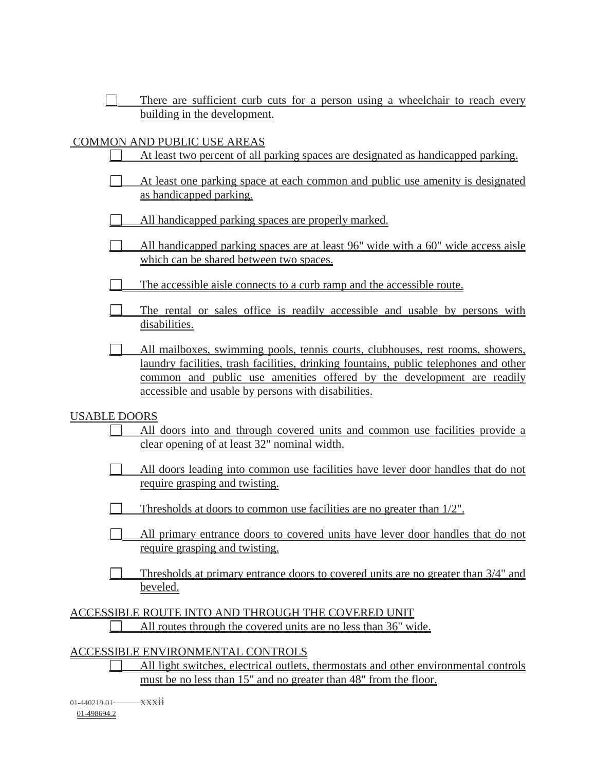- [ ] There are sufficient curb cuts for a person using a wheelchair to reach every building in the development.

COMMON AND PUBLIC USE AREAS

- [ ] At least two percent of all parking spaces are designated as handicapped parking.
- [ ] At least one parking space at each common and public use amenity is designated as handicapped parking.
- [ ] All handicapped parking spaces are properly marked.
- [ ] All handicapped parking spaces are at least 96" wide with a 60" wide access aisle which can be shared between two spaces.
- [ ] The accessible aisle connects to a curb ramp and the accessible route.
- [ ] The rental or sales office is readily accessible and usable by persons with disabilities.
- [ ] All mailboxes, swimming pools, tennis courts, clubhouses, rest rooms, showers, laundry facilities, trash facilities, drinking fountains, public telephones and other common and public use amenities offered by the development are readily accessible and usable by persons with disabilities.

USABLE DOORS

- [ ] All doors into and through covered units and common use facilities provide a clear opening of at least 32" nominal width.
- [ ] All doors leading into common use facilities have lever door handles that do not require grasping and twisting.
- [ ] Thresholds at doors to common use facilities are no greater than 1/2".
- [ ] All primary entrance doors to covered units have lever door handles that do not require grasping and twisting.
- [ ] Thresholds at primary entrance doors to covered units are no greater than 3/4" and beveled.

ACCESSIBLE ROUTE INTO AND THROUGH THE COVERED UNIT

- [ ] All routes through the covered units are no less than 36" wide.

ACCESSIBLE ENVIRONMENTAL CONTROLS

- [ ] All light switches, electrical outlets, thermostats and other environmental controls must be no less than 15" and no greater than 48" from the floor.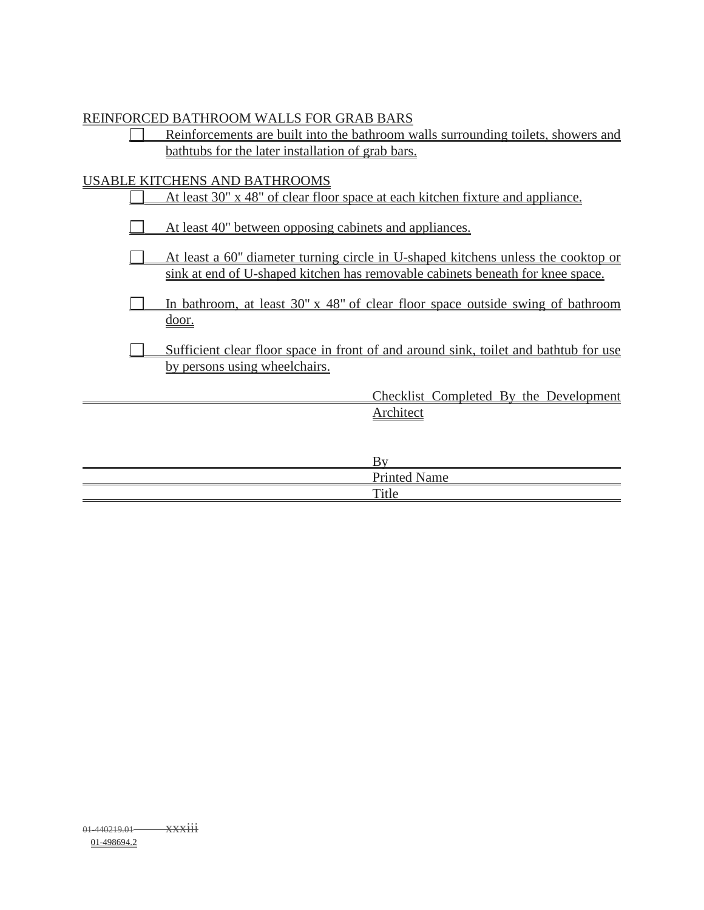REINFORCED BATHROOM WALLS FOR GRAB BARS

☐ Reinforcements are built into the bathroom walls surrounding toilets, showers and bathtubs for the later installation of grab bars.

USABLE KITCHENS AND BATHROOMS

☐ At least 30" x 48" of clear floor space at each kitchen fixture and appliance.

☐ At least 40" between opposing cabinets and appliances.

☐ At least a 60" diameter turning circle in U-shaped kitchens unless the cooktop or sink at end of U-shaped kitchen has removable cabinets beneath for knee space.

☐ In bathroom, at least 30" x 48" of clear floor space outside swing of bathroom door.

☐ Sufficient clear floor space in front of and around sink, toilet and bathtub for use by persons using wheelchairs.

_______________________________ Checklist Completed By the Development Architect

By ______________________________

Printed Name ______________________

Title ____________________________

01-440219.01 01-498694.2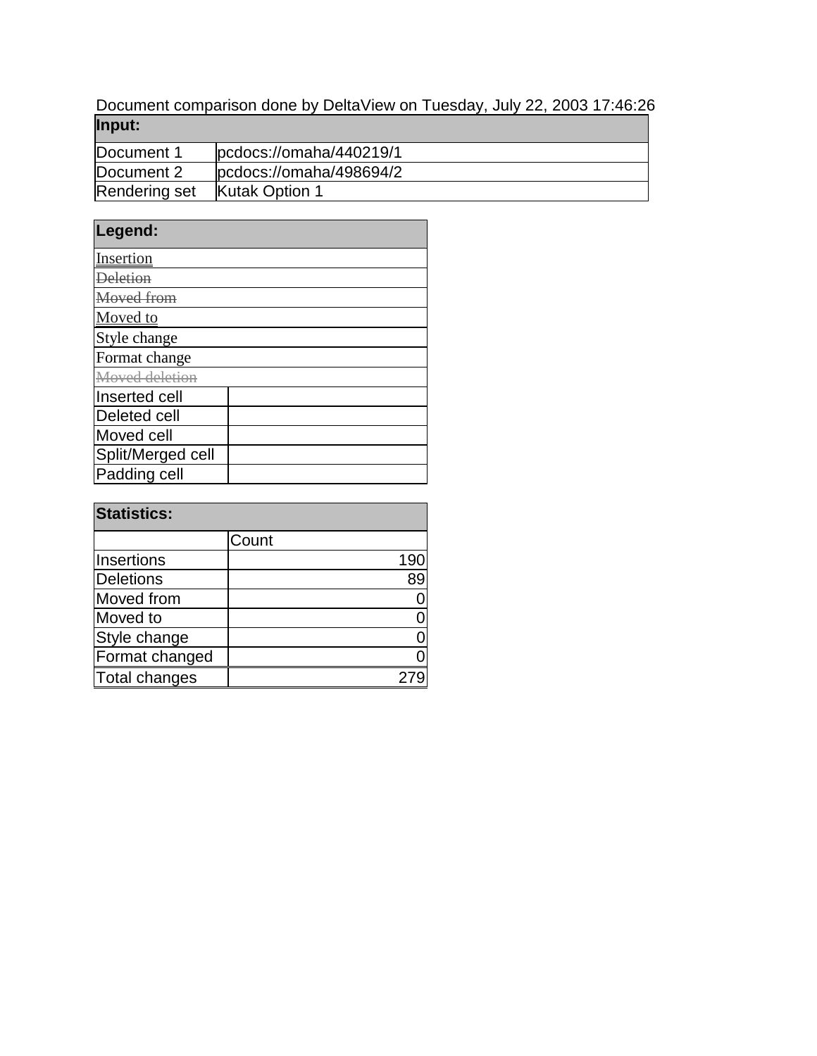Document comparison done by DeltaView on Tuesday, July 22, 2003 17:46:26

| Input: | |
|---|---|
| Document 1 | pcdocs://omaha/440219/1 |
| Document 2 | pcdocs://omaha/498694/2 |
| Rendering set | Kutak Option 1 |

| Legend: | |
|---|---|
| Insertion | |
| ~~Deletion~~ | |
| ~~Moved from~~ | |
| Moved to | |
| Style change | |
| Format change | |
| ~~Moved deletion~~ | |
| Inserted cell | |
| Deleted cell | |
| Moved cell | |
| Split/Merged cell | |
| Padding cell | |

| Statistics: | |
|---|---|
| | Count |
| Insertions | 190 |
| Deletions | 89 |
| Moved from | 0 |
| Moved to | 0 |
| Style change | 0 |
| Format changed | 0 |
| Total changes | 279 |